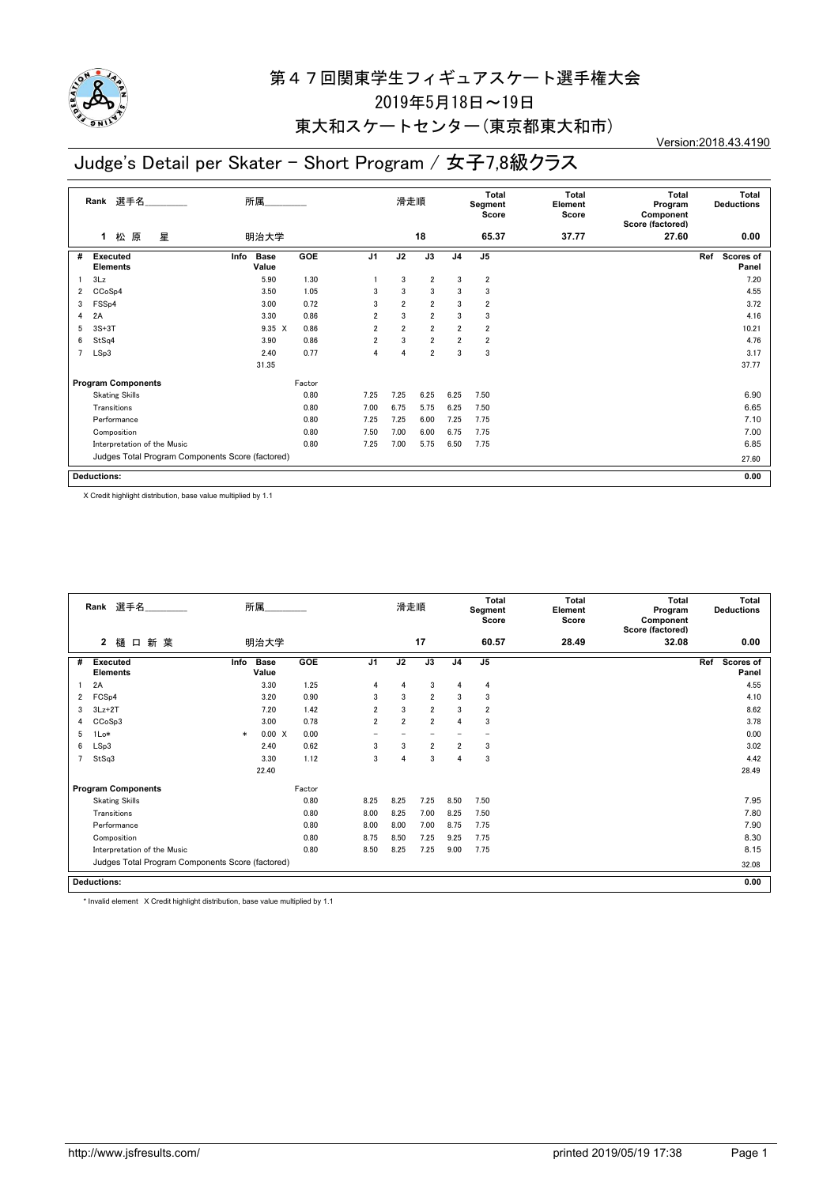# 第４７回関東学生フィギュアスケート選手権大会

2019年5月18日～19日

東大和スケートセンター（東京都東大和市）

Version:2018.43.4190

## Judge's Detail per Skater - Short Program / 女子7,8級クラス

| Rank | 選手名 | 所属 | 滑走順 | Total Segment Score | Total Element Score | Total Program Component Score (factored) | Total Deductions |
|---|---|---|---|---|---|---|---|
| 1 | 松原　星 | 明治大学 | 18 | 65.37 | 37.77 | 27.60 | 0.00 |

| # | Executed Elements | Info | Base Value | GOE | J1 | J2 | J3 | J4 | J5 | Ref | Scores of Panel |
|---|---|---|---|---|---|---|---|---|---|---|---|
| 1 | 3Lz | | 5.90 | 1.30 | 1 | 3 | 2 | 3 | 2 | | 7.20 |
| 2 | CCoSp4 | | 3.50 | 1.05 | 3 | 3 | 3 | 3 | 3 | | 4.55 |
| 3 | FSSp4 | | 3.00 | 0.72 | 3 | 2 | 2 | 3 | 2 | | 3.72 |
| 4 | 2A | | 3.30 | 0.86 | 2 | 3 | 2 | 3 | 3 | | 4.16 |
| 5 | 3S+3T | | 9.35 X | 0.86 | 2 | 2 | 2 | 2 | 2 | | 10.21 |
| 6 | StSq4 | | 3.90 | 0.86 | 2 | 3 | 2 | 2 | 2 | | 4.76 |
| 7 | LSp3 | | 2.40 | 0.77 | 4 | 4 | 2 | 3 | 3 | | 3.17 |
| | | | 31.35 | | | | | | | | 37.77 |

| Program Components | Factor | J1 | J2 | J3 | J4 | J5 | Scores of Panel |
|---|---|---|---|---|---|---|---|
| Skating Skills | 0.80 | 7.25 | 7.25 | 6.25 | 6.25 | 7.50 | 6.90 |
| Transitions | 0.80 | 7.00 | 6.75 | 5.75 | 6.25 | 7.50 | 6.65 |
| Performance | 0.80 | 7.25 | 7.25 | 6.00 | 7.25 | 7.75 | 7.10 |
| Composition | 0.80 | 7.50 | 7.00 | 6.00 | 6.75 | 7.75 | 7.00 |
| Interpretation of the Music | 0.80 | 7.25 | 7.00 | 5.75 | 6.50 | 7.75 | 6.85 |
| Judges Total Program Components Score (factored) | | | | | | | 27.60 |

**Deductions:** 0.00

X Credit highlight distribution, base value multiplied by 1.1

| Rank | 選手名 | 所属 | 滑走順 | Total Segment Score | Total Element Score | Total Program Component Score (factored) | Total Deductions |
|---|---|---|---|---|---|---|---|
| 2 | 樋口新葉 | 明治大学 | 17 | 60.57 | 28.49 | 32.08 | 0.00 |

| # | Executed Elements | Info | Base Value | GOE | J1 | J2 | J3 | J4 | J5 | Ref | Scores of Panel |
|---|---|---|---|---|---|---|---|---|---|---|---|
| 1 | 2A | | 3.30 | 1.25 | 4 | 4 | 3 | 4 | 4 | | 4.55 |
| 2 | FCSp4 | | 3.20 | 0.90 | 3 | 3 | 2 | 3 | 3 | | 4.10 |
| 3 | 3Lz+2T | | 7.20 | 1.42 | 2 | 3 | 2 | 3 | 2 | | 8.62 |
| 4 | CCoSp3 | | 3.00 | 0.78 | 2 | 2 | 2 | 4 | 3 | | 3.78 |
| 5 | 1Lo* | * | 0.00 X | 0.00 | - | - | - | - | - | | 0.00 |
| 6 | LSp3 | | 2.40 | 0.62 | 3 | 3 | 2 | 2 | 3 | | 3.02 |
| 7 | StSq3 | | 3.30 | 1.12 | 3 | 4 | 3 | 4 | 3 | | 4.42 |
| | | | 22.40 | | | | | | | | 28.49 |

| Program Components | Factor | J1 | J2 | J3 | J4 | J5 | Scores of Panel |
|---|---|---|---|---|---|---|---|
| Skating Skills | 0.80 | 8.25 | 8.25 | 7.25 | 8.50 | 7.50 | 7.95 |
| Transitions | 0.80 | 8.00 | 8.25 | 7.00 | 8.25 | 7.50 | 7.80 |
| Performance | 0.80 | 8.00 | 8.00 | 7.00 | 8.75 | 7.75 | 7.90 |
| Composition | 0.80 | 8.75 | 8.50 | 7.25 | 9.25 | 7.75 | 8.30 |
| Interpretation of the Music | 0.80 | 8.50 | 8.25 | 7.25 | 9.00 | 7.75 | 8.15 |
| Judges Total Program Components Score (factored) | | | | | | | 32.08 |

**Deductions:** 0.00

* Invalid element　X Credit highlight distribution, base value multiplied by 1.1

http://www.jsfresults.com/　　printed 2019/05/19 17:38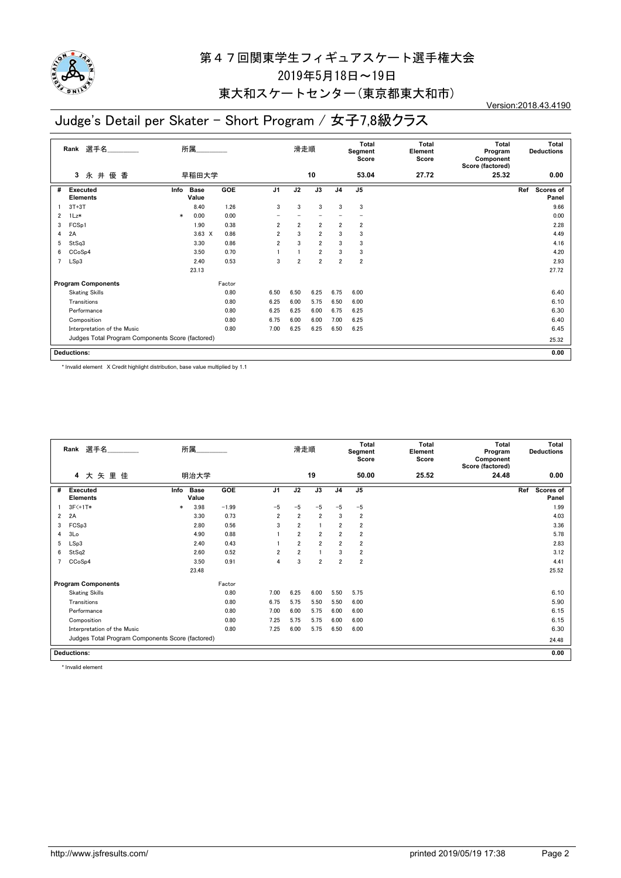# 第４７回関東学生フィギュアスケート選手権大会

2019年5月18日～19日

東大和スケートセンター（東京都東大和市）

Version:2018.43.4190

## Judge's Detail per Skater - Short Program / 女子7,8級クラス

| Rank | 選手名 | 所属 | 滑走順 | Total Segment Score | Total Element Score | Total Program Component Score (factored) | Total Deductions |
|---|---|---|---|---|---|---|---|
| 3 | 永 井 優 香 | 早稲田大学 | 10 | 53.04 | 27.72 | 25.32 | 0.00 |

| # | Executed Elements | Info | Base Value | GOE | J1 | J2 | J3 | J4 | J5 | Ref | Scores of Panel |
|---|---|---|---|---|---|---|---|---|---|---|---|
| 1 | 3T+3T | | 8.40 | 1.26 | 3 | 3 | 3 | 3 | 3 | | 9.66 |
| 2 | 1Lz* | * | 0.00 | 0.00 | – | – | – | – | – | | 0.00 |
| 3 | FCSp1 | | 1.90 | 0.38 | 2 | 2 | 2 | 2 | 2 | | 2.28 |
| 4 | 2A | | 3.63 X | 0.86 | 2 | 3 | 2 | 3 | 3 | | 4.49 |
| 5 | StSq3 | | 3.30 | 0.86 | 2 | 3 | 2 | 3 | 3 | | 4.16 |
| 6 | CCoSp4 | | 3.50 | 0.70 | 1 | 1 | 2 | 3 | 3 | | 4.20 |
| 7 | LSp3 | | 2.40 | 0.53 | 3 | 2 | 2 | 2 | 2 | | 2.93 |
| | | | 23.13 | | | | | | | | 27.72 |

| Program Components | Factor | J1 | J2 | J3 | J4 | J5 | Scores of Panel |
|---|---|---|---|---|---|---|---|
| Skating Skills | 0.80 | 6.50 | 6.50 | 6.25 | 6.75 | 6.00 | 6.40 |
| Transitions | 0.80 | 6.25 | 6.00 | 5.75 | 6.50 | 6.00 | 6.10 |
| Performance | 0.80 | 6.25 | 6.25 | 6.00 | 6.75 | 6.25 | 6.30 |
| Composition | 0.80 | 6.75 | 6.00 | 6.00 | 7.00 | 6.25 | 6.40 |
| Interpretation of the Music | 0.80 | 7.00 | 6.25 | 6.25 | 6.50 | 6.25 | 6.45 |
| Judges Total Program Components Score (factored) | | | | | | | 25.32 |

**Deductions:** 0.00

\* Invalid element X Credit highlight distribution, base value multiplied by 1.1

| Rank | 選手名 | 所属 | 滑走順 | Total Segment Score | Total Element Score | Total Program Component Score (factored) | Total Deductions |
|---|---|---|---|---|---|---|---|
| 4 | 大 矢 里 佳 | 明治大学 | 19 | 50.00 | 25.52 | 24.48 | 0.00 |

| # | Executed Elements | Info | Base Value | GOE | J1 | J2 | J3 | J4 | J5 | Ref | Scores of Panel |
|---|---|---|---|---|---|---|---|---|---|---|---|
| 1 | 3F<+1T* | * | 3.98 | −1.99 | −5 | −5 | −5 | −5 | −5 | | 1.99 |
| 2 | 2A | | 3.30 | 0.73 | 2 | 2 | 2 | 3 | 2 | | 4.03 |
| 3 | FCSp3 | | 2.80 | 0.56 | 3 | 2 | 1 | 2 | 2 | | 3.36 |
| 4 | 3Lo | | 4.90 | 0.88 | 1 | 2 | 2 | 2 | 2 | | 5.78 |
| 5 | LSp3 | | 2.40 | 0.43 | 1 | 2 | 2 | 2 | 2 | | 2.83 |
| 6 | StSq2 | | 2.60 | 0.52 | 2 | 2 | 1 | 3 | 2 | | 3.12 |
| 7 | CCoSp4 | | 3.50 | 0.91 | 4 | 3 | 2 | 2 | 2 | | 4.41 |
| | | | 23.48 | | | | | | | | 25.52 |

| Program Components | Factor | J1 | J2 | J3 | J4 | J5 | Scores of Panel |
|---|---|---|---|---|---|---|---|
| Skating Skills | 0.80 | 7.00 | 6.25 | 6.00 | 5.50 | 5.75 | 6.10 |
| Transitions | 0.80 | 6.75 | 5.75 | 5.50 | 5.50 | 6.00 | 5.90 |
| Performance | 0.80 | 7.00 | 6.00 | 5.75 | 6.00 | 6.00 | 6.15 |
| Composition | 0.80 | 7.25 | 5.75 | 5.75 | 6.00 | 6.00 | 6.15 |
| Interpretation of the Music | 0.80 | 7.25 | 6.00 | 5.75 | 6.50 | 6.00 | 6.30 |
| Judges Total Program Components Score (factored) | | | | | | | 24.48 |

**Deductions:** 0.00

\* Invalid element

http://www.jsfresults.com/ printed 2019/05/19 17:38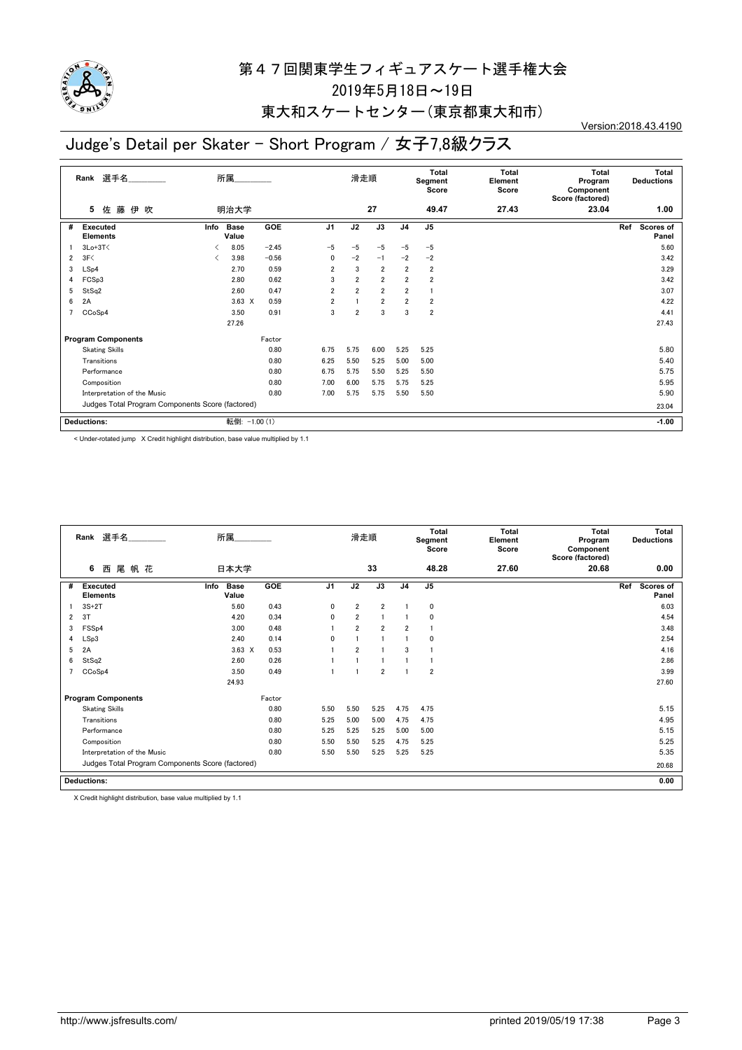# 第４７回関東学生フィギュアスケート選手権大会

2019年5月18日～19日

東大和スケートセンター（東京都東大和市）

Version:2018.43.4190

## Judge's Detail per Skater - Short Program / 女子7,8級クラス

| Rank | 選手名 | 所属 | 滑走順 | Total Segment Score | Total Element Score | Total Program Component Score (factored) | Total Deductions |
|---|---|---|---|---|---|---|---|
| 5 | 佐 藤 伊 吹 | 明治大学 | 27 | 49.47 | 27.43 | 23.04 | 1.00 |

| # | Executed Elements | Info | Base Value | GOE | J1 | J2 | J3 | J4 | J5 | Ref | Scores of Panel |
|---|---|---|---|---|---|---|---|---|---|---|---|
| 1 | 3Lo+3T< | < | 8.05 | -2.45 | -5 | -5 | -5 | -5 | -5 | | 5.60 |
| 2 | 3F< | < | 3.98 | -0.56 | 0 | -2 | -1 | -2 | -2 | | 3.42 |
| 3 | LSp4 | | 2.70 | 0.59 | 2 | 3 | 2 | 2 | 2 | | 3.29 |
| 4 | FCSp3 | | 2.80 | 0.62 | 3 | 2 | 2 | 2 | 2 | | 3.42 |
| 5 | StSq2 | | 2.60 | 0.47 | 2 | 2 | 2 | 2 | 1 | | 3.07 |
| 6 | 2A | | 3.63 X | 0.59 | 2 | 1 | 2 | 2 | 2 | | 4.22 |
| 7 | CCoSp4 | | 3.50 | 0.91 | 3 | 2 | 3 | 3 | 2 | | 4.41 |
| | | | 27.26 | | | | | | | | 27.43 |

| Program Components | Factor | J1 | J2 | J3 | J4 | J5 | Scores of Panel |
|---|---|---|---|---|---|---|---|
| Skating Skills | 0.80 | 6.75 | 5.75 | 6.00 | 5.25 | 5.25 | 5.80 |
| Transitions | 0.80 | 6.25 | 5.50 | 5.25 | 5.00 | 5.00 | 5.40 |
| Performance | 0.80 | 6.75 | 5.75 | 5.50 | 5.25 | 5.50 | 5.75 |
| Composition | 0.80 | 7.00 | 6.00 | 5.75 | 5.75 | 5.25 | 5.95 |
| Interpretation of the Music | 0.80 | 7.00 | 5.75 | 5.75 | 5.50 | 5.50 | 5.90 |
| Judges Total Program Components Score (factored) | | | | | | | 23.04 |

| Deductions: | 転倒: -1.00 (1) | -1.00 |
|---|---|---|

< Under-rotated jump X Credit highlight distribution, base value multiplied by 1.1

| Rank | 選手名 | 所属 | 滑走順 | Total Segment Score | Total Element Score | Total Program Component Score (factored) | Total Deductions |
|---|---|---|---|---|---|---|---|
| 6 | 西 尾 帆 花 | 日本大学 | 33 | 48.28 | 27.60 | 20.68 | 0.00 |

| # | Executed Elements | Info | Base Value | GOE | J1 | J2 | J3 | J4 | J5 | Ref | Scores of Panel |
|---|---|---|---|---|---|---|---|---|---|---|---|
| 1 | 3S+2T | | 5.60 | 0.43 | 0 | 2 | 2 | 1 | 0 | | 6.03 |
| 2 | 3T | | 4.20 | 0.34 | 0 | 2 | 1 | 1 | 0 | | 4.54 |
| 3 | FSSp4 | | 3.00 | 0.48 | 1 | 2 | 2 | 2 | 1 | | 3.48 |
| 4 | LSp3 | | 2.40 | 0.14 | 0 | 1 | 1 | 1 | 0 | | 2.54 |
| 5 | 2A | | 3.63 X | 0.53 | 1 | 2 | 1 | 3 | 1 | | 4.16 |
| 6 | StSq2 | | 2.60 | 0.26 | 1 | 1 | 1 | 1 | 1 | | 2.86 |
| 7 | CCoSp4 | | 3.50 | 0.49 | 1 | 1 | 2 | 1 | 2 | | 3.99 |
| | | | 24.93 | | | | | | | | 27.60 |

| Program Components | Factor | J1 | J2 | J3 | J4 | J5 | Scores of Panel |
|---|---|---|---|---|---|---|---|
| Skating Skills | 0.80 | 5.50 | 5.50 | 5.25 | 4.75 | 4.75 | 5.15 |
| Transitions | 0.80 | 5.25 | 5.00 | 5.00 | 4.75 | 4.75 | 4.95 |
| Performance | 0.80 | 5.25 | 5.25 | 5.25 | 5.00 | 5.00 | 5.15 |
| Composition | 0.80 | 5.50 | 5.50 | 5.25 | 4.75 | 5.25 | 5.25 |
| Interpretation of the Music | 0.80 | 5.50 | 5.50 | 5.25 | 5.25 | 5.25 | 5.35 |
| Judges Total Program Components Score (factored) | | | | | | | 20.68 |

| Deductions: | | 0.00 |
|---|---|---|

X Credit highlight distribution, base value multiplied by 1.1

http://www.jsfresults.com/ printed 2019/05/19 17:38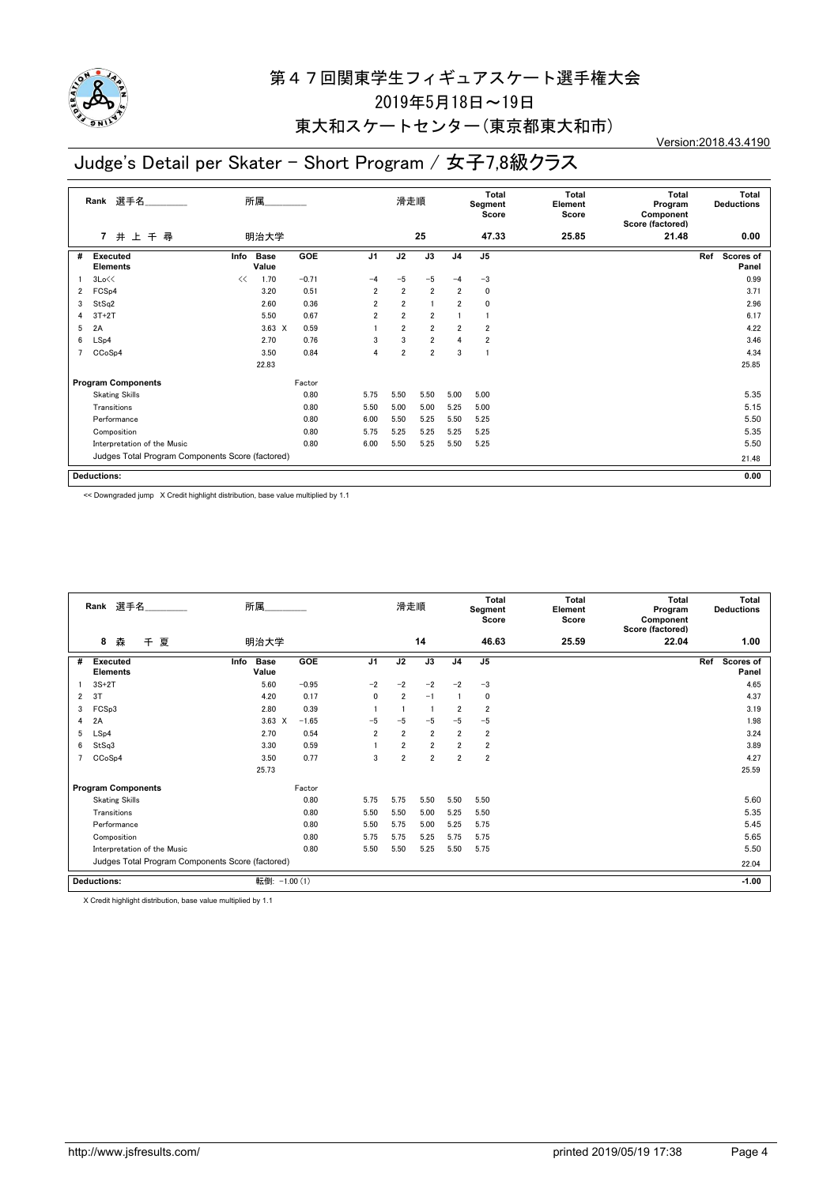# 第４７回関東学生フィギュアスケート選手権大会

2019年5月18日～19日

東大和スケートセンター（東京都東大和市）

Version:2018.43.4190

## Judge's Detail per Skater - Short Program / 女子7,8級クラス

| Rank | 選手名 | 所属 | 滑走順 | Total Segment Score | Total Element Score | Total Program Component Score (factored) | Total Deductions |
|---|---|---|---|---|---|---|---|
| 7 | 井 上 千 尋 | 明治大学 | 25 | 47.33 | 25.85 | 21.48 | 0.00 |

| # | Executed Elements | Info | Base Value | GOE | J1 | J2 | J3 | J4 | J5 | Ref | Scores of Panel |
|---|---|---|---|---|---|---|---|---|---|---|---|
| 1 | 3Lo<< | << | 1.70 | -0.71 | -4 | -5 | -5 | -4 | -3 | | 0.99 |
| 2 | FCSp4 | | 3.20 | 0.51 | 2 | 2 | 2 | 2 | 0 | | 3.71 |
| 3 | StSq2 | | 2.60 | 0.36 | 2 | 2 | 1 | 2 | 0 | | 2.96 |
| 4 | 3T+2T | | 5.50 | 0.67 | 2 | 2 | 2 | 1 | 1 | | 6.17 |
| 5 | 2A | | 3.63 X | 0.59 | 1 | 2 | 2 | 2 | 2 | | 4.22 |
| 6 | LSp4 | | 2.70 | 0.76 | 3 | 3 | 2 | 4 | 2 | | 3.46 |
| 7 | CCoSp4 | | 3.50 | 0.84 | 4 | 2 | 2 | 3 | 1 | | 4.34 |
| | | | 22.83 | | | | | | | | 25.85 |

| Program Components | Factor | J1 | J2 | J3 | J4 | J5 | Scores of Panel |
|---|---|---|---|---|---|---|---|
| Skating Skills | 0.80 | 5.75 | 5.50 | 5.50 | 5.00 | 5.00 | 5.35 |
| Transitions | 0.80 | 5.50 | 5.00 | 5.00 | 5.25 | 5.00 | 5.15 |
| Performance | 0.80 | 6.00 | 5.50 | 5.25 | 5.50 | 5.25 | 5.50 |
| Composition | 0.80 | 5.75 | 5.25 | 5.25 | 5.25 | 5.25 | 5.35 |
| Interpretation of the Music | 0.80 | 6.00 | 5.50 | 5.25 | 5.50 | 5.25 | 5.50 |
| Judges Total Program Components Score (factored) | | | | | | | 21.48 |

**Deductions:** 0.00

<< Downgraded jump X Credit highlight distribution, base value multiplied by 1.1

| Rank | 選手名 | 所属 | 滑走順 | Total Segment Score | Total Element Score | Total Program Component Score (factored) | Total Deductions |
|---|---|---|---|---|---|---|---|
| 8 | 森 千 夏 | 明治大学 | 14 | 46.63 | 25.59 | 22.04 | 1.00 |

| # | Executed Elements | Info | Base Value | GOE | J1 | J2 | J3 | J4 | J5 | Ref | Scores of Panel |
|---|---|---|---|---|---|---|---|---|---|---|---|
| 1 | 3S+2T | | 5.60 | -0.95 | -2 | -2 | -2 | -2 | -3 | | 4.65 |
| 2 | 3T | | 4.20 | 0.17 | 0 | 2 | -1 | 1 | 0 | | 4.37 |
| 3 | FCSp3 | | 2.80 | 0.39 | 1 | 1 | 1 | 2 | 2 | | 3.19 |
| 4 | 2A | | 3.63 X | -1.65 | -5 | -5 | -5 | -5 | -5 | | 1.98 |
| 5 | LSp4 | | 2.70 | 0.54 | 2 | 2 | 2 | 2 | 2 | | 3.24 |
| 6 | StSq3 | | 3.30 | 0.59 | 1 | 2 | 2 | 2 | 2 | | 3.89 |
| 7 | CCoSp4 | | 3.50 | 0.77 | 3 | 2 | 2 | 2 | 2 | | 4.27 |
| | | | 25.73 | | | | | | | | 25.59 |

| Program Components | Factor | J1 | J2 | J3 | J4 | J5 | Scores of Panel |
|---|---|---|---|---|---|---|---|
| Skating Skills | 0.80 | 5.75 | 5.75 | 5.50 | 5.50 | 5.50 | 5.60 |
| Transitions | 0.80 | 5.50 | 5.50 | 5.00 | 5.25 | 5.50 | 5.35 |
| Performance | 0.80 | 5.50 | 5.75 | 5.00 | 5.25 | 5.75 | 5.45 |
| Composition | 0.80 | 5.75 | 5.75 | 5.25 | 5.75 | 5.75 | 5.65 |
| Interpretation of the Music | 0.80 | 5.50 | 5.50 | 5.25 | 5.50 | 5.75 | 5.50 |
| Judges Total Program Components Score (factored) | | | | | | | 22.04 |

**Deductions:** 転倒: -1.00 (1) -1.00

X Credit highlight distribution, base value multiplied by 1.1

http://www.jsfresults.com/ printed 2019/05/19 17:38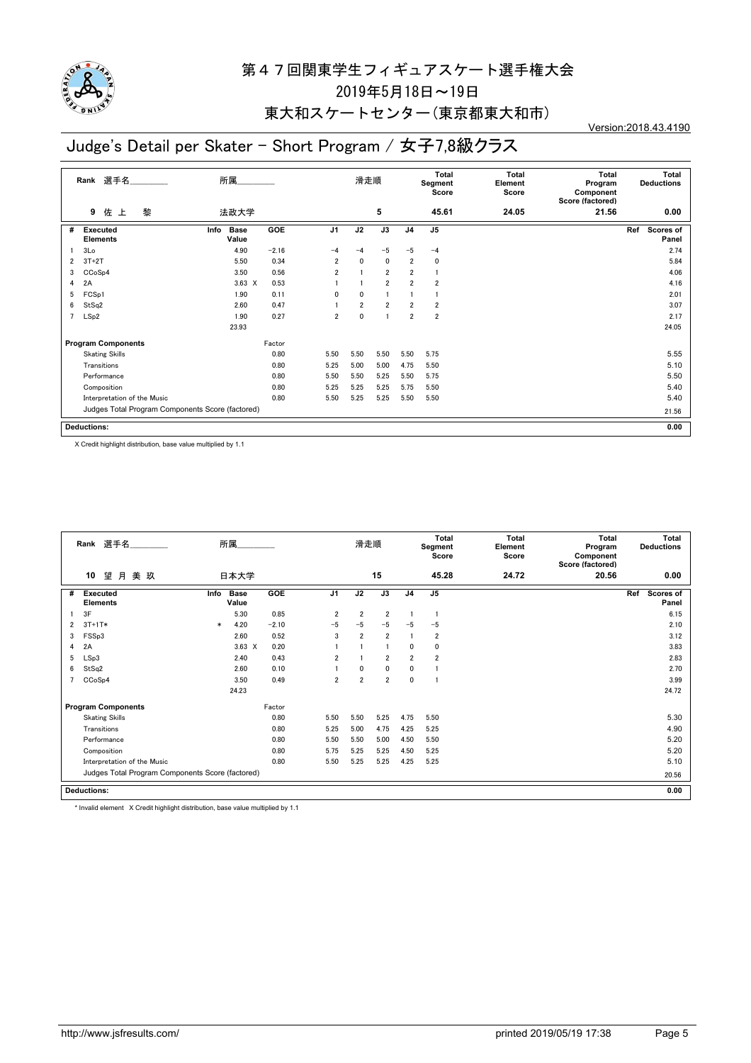# 第４７回関東学生フィギュアスケート選手権大会

2019年5月18日～19日

東大和スケートセンター（東京都東大和市）

Version:2018.43.4190

## Judge's Detail per Skater - Short Program / 女子7,8級クラス

| Rank | 選手名 | 所属 | 滑走順 | Total Segment Score | Total Element Score | Total Program Component Score (factored) | Total Deductions |
|---|---|---|---|---|---|---|---|
| 9 | 佐 上 黎 | 法政大学 | 5 | 45.61 | 24.05 | 21.56 | 0.00 |

| # | Executed Elements | Info | Base Value | GOE | J1 | J2 | J3 | J4 | J5 | Ref | Scores of Panel |
|---|---|---|---|---|---|---|---|---|---|---|---|
| 1 | 3Lo | | 4.90 | −2.16 | −4 | −4 | −5 | −5 | −4 | | 2.74 |
| 2 | 3T+2T | | 5.50 | 0.34 | 2 | 0 | 0 | 2 | 0 | | 5.84 |
| 3 | CCoSp4 | | 3.50 | 0.56 | 2 | 1 | 2 | 2 | 1 | | 4.06 |
| 4 | 2A | | 3.63 X | 0.53 | 1 | 1 | 2 | 2 | 2 | | 4.16 |
| 5 | FCSp1 | | 1.90 | 0.11 | 0 | 0 | 1 | 1 | 1 | | 2.01 |
| 6 | StSq2 | | 2.60 | 0.47 | 1 | 2 | 2 | 2 | 2 | | 3.07 |
| 7 | LSp2 | | 1.90 | 0.27 | 2 | 0 | 1 | 2 | 2 | | 2.17 |
| | | | 23.93 | | | | | | | | 24.05 |

| Program Components | Factor | J1 | J2 | J3 | J4 | J5 | Scores of Panel |
|---|---|---|---|---|---|---|---|
| Skating Skills | 0.80 | 5.50 | 5.50 | 5.50 | 5.50 | 5.75 | 5.55 |
| Transitions | 0.80 | 5.25 | 5.00 | 5.00 | 4.75 | 5.50 | 5.10 |
| Performance | 0.80 | 5.50 | 5.50 | 5.25 | 5.50 | 5.75 | 5.50 |
| Composition | 0.80 | 5.25 | 5.25 | 5.25 | 5.75 | 5.50 | 5.40 |
| Interpretation of the Music | 0.80 | 5.50 | 5.25 | 5.25 | 5.50 | 5.50 | 5.40 |
| Judges Total Program Components Score (factored) | | | | | | | 21.56 |

**Deductions:** 0.00

X Credit highlight distribution, base value multiplied by 1.1

| Rank | 選手名 | 所属 | 滑走順 | Total Segment Score | Total Element Score | Total Program Component Score (factored) | Total Deductions |
|---|---|---|---|---|---|---|---|
| 10 | 望 月 美 玖 | 日本大学 | 15 | 45.28 | 24.72 | 20.56 | 0.00 |

| # | Executed Elements | Info | Base Value | GOE | J1 | J2 | J3 | J4 | J5 | Ref | Scores of Panel |
|---|---|---|---|---|---|---|---|---|---|---|---|
| 1 | 3F | | 5.30 | 0.85 | 2 | 2 | 2 | 1 | 1 | | 6.15 |
| 2 | 3T+1T* | * | 4.20 | −2.10 | −5 | −5 | −5 | −5 | −5 | | 2.10 |
| 3 | FSSp3 | | 2.60 | 0.52 | 3 | 2 | 2 | 1 | 2 | | 3.12 |
| 4 | 2A | | 3.63 X | 0.20 | 1 | 1 | 1 | 0 | 0 | | 3.83 |
| 5 | LSp3 | | 2.40 | 0.43 | 2 | 1 | 2 | 2 | 2 | | 2.83 |
| 6 | StSq2 | | 2.60 | 0.10 | 1 | 0 | 0 | 0 | 1 | | 2.70 |
| 7 | CCoSp4 | | 3.50 | 0.49 | 2 | 2 | 2 | 0 | 1 | | 3.99 |
| | | | 24.23 | | | | | | | | 24.72 |

| Program Components | Factor | J1 | J2 | J3 | J4 | J5 | Scores of Panel |
|---|---|---|---|---|---|---|---|
| Skating Skills | 0.80 | 5.50 | 5.50 | 5.25 | 4.75 | 5.50 | 5.30 |
| Transitions | 0.80 | 5.25 | 5.00 | 4.75 | 4.25 | 5.25 | 4.90 |
| Performance | 0.80 | 5.50 | 5.50 | 5.00 | 4.50 | 5.50 | 5.20 |
| Composition | 0.80 | 5.75 | 5.25 | 5.25 | 4.50 | 5.25 | 5.20 |
| Interpretation of the Music | 0.80 | 5.50 | 5.25 | 5.25 | 4.25 | 5.25 | 5.10 |
| Judges Total Program Components Score (factored) | | | | | | | 20.56 |

**Deductions:** 0.00

\* Invalid element X Credit highlight distribution, base value multiplied by 1.1

http://www.jsfresults.com/ printed 2019/05/19 17:38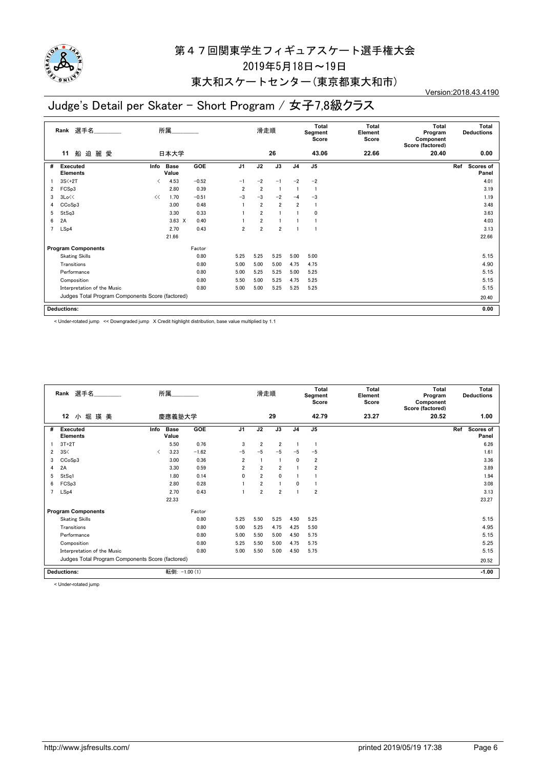# 第４７回関東学生フィギュアスケート選手権大会

2019年5月18日～19日

東大和スケートセンター（東京都東大和市）

Version:2018.43.4190

## Judge's Detail per Skater - Short Program / 女子7,8級クラス

| Rank | 選手名 | 所属 | 滑走順 | Total Segment Score | Total Element Score | Total Program Component Score (factored) | Total Deductions |
|---|---|---|---|---|---|---|---|
| 11 | 船 迫 麗 愛 | 日本大学 | 26 | 43.06 | 22.66 | 20.40 | 0.00 |

| # | Executed Elements | Info | Base Value | | GOE | J1 | J2 | J3 | J4 | J5 | Ref | Scores of Panel |
|---|---|---|---|---|---|---|---|---|---|---|---|---|
| 1 | 3S<+2T | < | 4.53 | | −0.52 | −1 | −2 | −1 | −2 | −2 | | 4.01 |
| 2 | FCSp3 | | 2.80 | | 0.39 | 2 | 2 | 1 | 1 | 1 | | 3.19 |
| 3 | 3Lo<< | << | 1.70 | | −0.51 | −3 | −3 | −2 | −4 | −3 | | 1.19 |
| 4 | CCoSp3 | | 3.00 | | 0.48 | 1 | 2 | 2 | 2 | 1 | | 3.48 |
| 5 | StSq3 | | 3.30 | | 0.33 | 1 | 2 | 1 | 1 | 0 | | 3.63 |
| 6 | 2A | | 3.63 | X | 0.40 | 1 | 2 | 1 | 1 | 1 | | 4.03 |
| 7 | LSp4 | | 2.70 | | 0.43 | 2 | 2 | 2 | 1 | 1 | | 3.13 |
| | | | 21.66 | | | | | | | | | 22.66 |

| Program Components | Factor | J1 | J2 | J3 | J4 | J5 | Scores of Panel |
|---|---|---|---|---|---|---|---|
| Skating Skills | 0.80 | 5.25 | 5.25 | 5.25 | 5.00 | 5.00 | 5.15 |
| Transitions | 0.80 | 5.00 | 5.00 | 5.00 | 4.75 | 4.75 | 4.90 |
| Performance | 0.80 | 5.00 | 5.25 | 5.25 | 5.00 | 5.25 | 5.15 |
| Composition | 0.80 | 5.50 | 5.00 | 5.25 | 4.75 | 5.25 | 5.15 |
| Interpretation of the Music | 0.80 | 5.00 | 5.00 | 5.25 | 5.25 | 5.25 | 5.15 |
| Judges Total Program Components Score (factored) | | | | | | | 20.40 |

| Deductions: | 0.00 |
|---|---|

< Under-rotated jump << Downgraded jump X Credit highlight distribution, base value multiplied by 1.1

| Rank | 選手名 | 所属 | 滑走順 | Total Segment Score | Total Element Score | Total Program Component Score (factored) | Total Deductions |
|---|---|---|---|---|---|---|---|
| 12 | 小 堀 瑛 美 | 慶應義塾大学 | 29 | 42.79 | 23.27 | 20.52 | 1.00 |

| # | Executed Elements | Info | Base Value | GOE | J1 | J2 | J3 | J4 | J5 | Ref | Scores of Panel |
|---|---|---|---|---|---|---|---|---|---|---|---|
| 1 | 3T+2T | | 5.50 | 0.76 | 3 | 2 | 2 | 1 | 1 | | 6.26 |
| 2 | 3S< | < | 3.23 | −1.62 | −5 | −5 | −5 | −5 | −5 | | 1.61 |
| 3 | CCoSp3 | | 3.00 | 0.36 | 2 | 1 | 1 | 0 | 2 | | 3.36 |
| 4 | 2A | | 3.30 | 0.59 | 2 | 2 | 2 | 1 | 2 | | 3.89 |
| 5 | StSq1 | | 1.80 | 0.14 | 0 | 2 | 0 | 1 | 1 | | 1.94 |
| 6 | FCSp3 | | 2.80 | 0.28 | 1 | 2 | 1 | 0 | 1 | | 3.08 |
| 7 | LSp4 | | 2.70 | 0.43 | 1 | 2 | 2 | 1 | 2 | | 3.13 |
| | | | 22.33 | | | | | | | | 23.27 |

| Program Components | Factor | J1 | J2 | J3 | J4 | J5 | Scores of Panel |
|---|---|---|---|---|---|---|---|
| Skating Skills | 0.80 | 5.25 | 5.50 | 5.25 | 4.50 | 5.25 | 5.15 |
| Transitions | 0.80 | 5.00 | 5.25 | 4.75 | 4.25 | 5.50 | 4.95 |
| Performance | 0.80 | 5.00 | 5.50 | 5.00 | 4.50 | 5.75 | 5.15 |
| Composition | 0.80 | 5.25 | 5.50 | 5.00 | 4.75 | 5.75 | 5.25 |
| Interpretation of the Music | 0.80 | 5.00 | 5.50 | 5.00 | 4.50 | 5.75 | 5.15 |
| Judges Total Program Components Score (factored) | | | | | | | 20.52 |

| Deductions: | 転倒: −1.00 (1) | −1.00 |
|---|---|---|

< Under-rotated jump

http://www.jsfresults.com/ printed 2019/05/19 17:38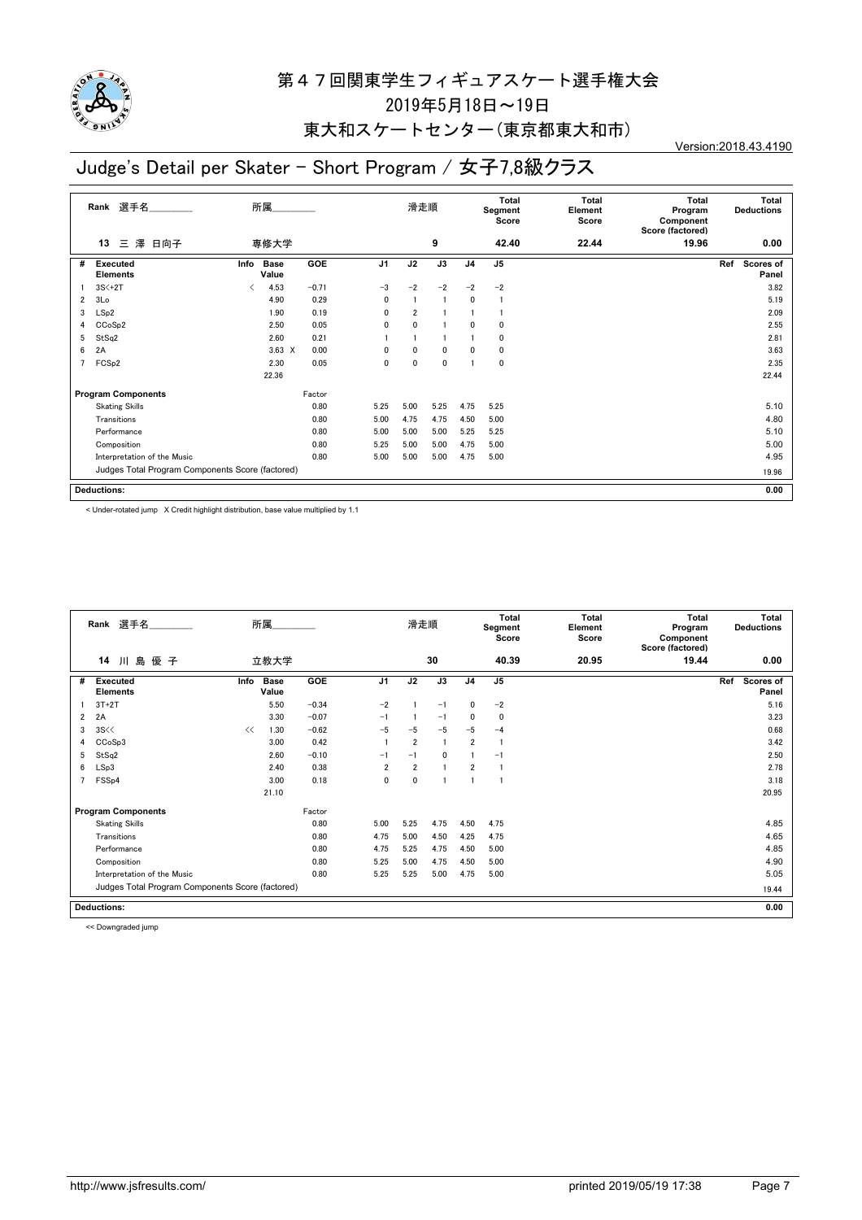# 第４７回関東学生フィギュアスケート選手権大会

2019年5月18日～19日

東大和スケートセンター（東京都東大和市）

Version:2018.43.4190

## Judge's Detail per Skater - Short Program / 女子7,8級クラス

| Rank | 選手名 | 所属 | 滑走順 | Total Segment Score | Total Element Score | Total Program Component Score (factored) | Total Deductions |
|---|---|---|---|---|---|---|---|
| 13 | 三 澤 日向子 | 専修大学 | 9 | 42.40 | 22.44 | 19.96 | 0.00 |

| # | Executed Elements | Info | Base Value | GOE | J1 | J2 | J3 | J4 | J5 | Ref | Scores of Panel |
|---|---|---|---|---|---|---|---|---|---|---|---|
| 1 | 3S<+2T | < | 4.53 | −0.71 | −3 | −2 | −2 | −2 | −2 | | 3.82 |
| 2 | 3Lo | | 4.90 | 0.29 | 0 | 1 | 1 | 0 | 1 | | 5.19 |
| 3 | LSp2 | | 1.90 | 0.19 | 0 | 2 | 1 | 1 | 1 | | 2.09 |
| 4 | CCoSp2 | | 2.50 | 0.05 | 0 | 0 | 1 | 0 | 0 | | 2.55 |
| 5 | StSq2 | | 2.60 | 0.21 | 1 | 1 | 1 | 1 | 0 | | 2.81 |
| 6 | 2A | | 3.63 X | 0.00 | 0 | 0 | 0 | 0 | 0 | | 3.63 |
| 7 | FCSp2 | | 2.30 | 0.05 | 0 | 0 | 0 | 1 | 0 | | 2.35 |
| | | | 22.36 | | | | | | | | 22.44 |

| Program Components | Factor | J1 | J2 | J3 | J4 | J5 | Scores of Panel |
|---|---|---|---|---|---|---|---|
| Skating Skills | 0.80 | 5.25 | 5.00 | 5.25 | 4.75 | 5.25 | 5.10 |
| Transitions | 0.80 | 5.00 | 4.75 | 4.75 | 4.50 | 5.00 | 4.80 |
| Performance | 0.80 | 5.00 | 5.00 | 5.00 | 5.25 | 5.25 | 5.10 |
| Composition | 0.80 | 5.25 | 5.00 | 5.00 | 4.75 | 5.00 | 5.00 |
| Interpretation of the Music | 0.80 | 5.00 | 5.00 | 5.00 | 4.75 | 5.00 | 4.95 |
| Judges Total Program Components Score (factored) | | | | | | | 19.96 |

**Deductions:** 0.00

< Under-rotated jump　X Credit highlight distribution, base value multiplied by 1.1

| Rank | 選手名 | 所属 | 滑走順 | Total Segment Score | Total Element Score | Total Program Component Score (factored) | Total Deductions |
|---|---|---|---|---|---|---|---|
| 14 | 川 島 優 子 | 立教大学 | 30 | 40.39 | 20.95 | 19.44 | 0.00 |

| # | Executed Elements | Info | Base Value | GOE | J1 | J2 | J3 | J4 | J5 | Ref | Scores of Panel |
|---|---|---|---|---|---|---|---|---|---|---|---|
| 1 | 3T+2T | | 5.50 | −0.34 | −2 | 1 | −1 | 0 | −2 | | 5.16 |
| 2 | 2A | | 3.30 | −0.07 | −1 | 1 | −1 | 0 | 0 | | 3.23 |
| 3 | 3S<< | << | 1.30 | −0.62 | −5 | −5 | −5 | −5 | −4 | | 0.68 |
| 4 | CCoSp3 | | 3.00 | 0.42 | 1 | 2 | 1 | 2 | 1 | | 3.42 |
| 5 | StSq2 | | 2.60 | −0.10 | −1 | −1 | 0 | 1 | −1 | | 2.50 |
| 6 | LSp3 | | 2.40 | 0.38 | 2 | 2 | 1 | 2 | 1 | | 2.78 |
| 7 | FSSp4 | | 3.00 | 0.18 | 0 | 0 | 1 | 1 | 1 | | 3.18 |
| | | | 21.10 | | | | | | | | 20.95 |

| Program Components | Factor | J1 | J2 | J3 | J4 | J5 | Scores of Panel |
|---|---|---|---|---|---|---|---|
| Skating Skills | 0.80 | 5.00 | 5.25 | 4.75 | 4.50 | 4.75 | 4.85 |
| Transitions | 0.80 | 4.75 | 5.00 | 4.50 | 4.25 | 4.75 | 4.65 |
| Performance | 0.80 | 4.75 | 5.25 | 4.75 | 4.50 | 5.00 | 4.85 |
| Composition | 0.80 | 5.25 | 5.00 | 4.75 | 4.50 | 5.00 | 4.90 |
| Interpretation of the Music | 0.80 | 5.25 | 5.25 | 5.00 | 4.75 | 5.00 | 5.05 |
| Judges Total Program Components Score (factored) | | | | | | | 19.44 |

**Deductions:** 0.00

<< Downgraded jump

http://www.jsfresults.com/　printed 2019/05/19 17:38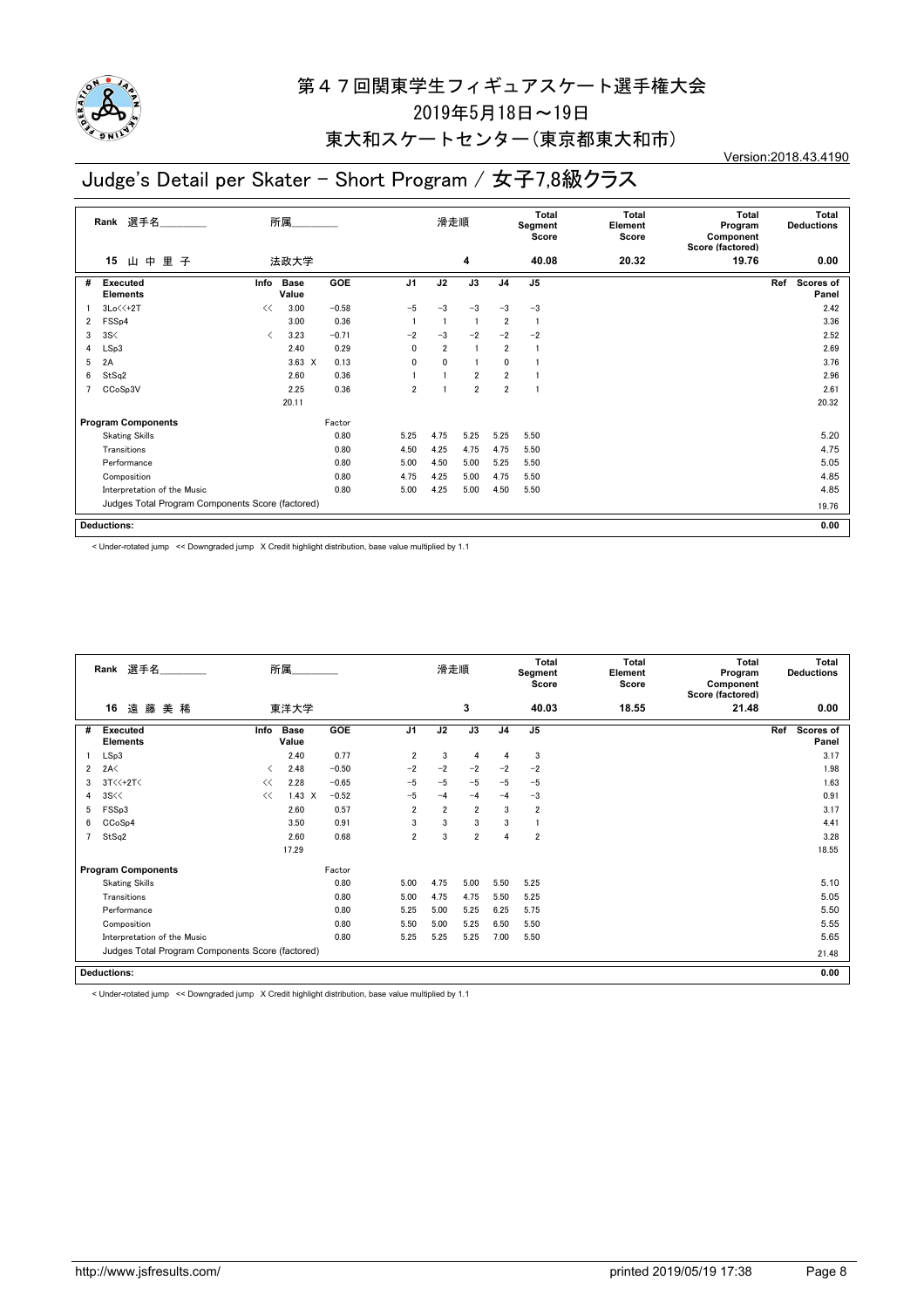# 第４７回関東学生フィギュアスケート選手権大会

2019年5月18日～19日

東大和スケートセンター（東京都東大和市）

Version:2018.43.4190

## Judge's Detail per Skater - Short Program / 女子7,8級クラス

| Rank | 選手名 | 所属 | 滑走順 | Total Segment Score | Total Element Score | Total Program Component Score (factored) | Total Deductions |
|---|---|---|---|---|---|---|---|
| 15 | 山 中 里 子 | 法政大学 | 4 | 40.08 | 20.32 | 19.76 | 0.00 |

| # | Executed Elements | Info | Base Value | | GOE | J1 | J2 | J3 | J4 | J5 | Ref | Scores of Panel |
|---|---|---|---|---|---|---|---|---|---|---|---|---|
| 1 | 3Lo<<+2T | << | 3.00 | | −0.58 | −5 | −3 | −3 | −3 | −3 | | 2.42 |
| 2 | FSSp4 | | 3.00 | | 0.36 | 1 | 1 | 1 | 2 | 1 | | 3.36 |
| 3 | 3S< | < | 3.23 | | −0.71 | −2 | −3 | −2 | −2 | −2 | | 2.52 |
| 4 | LSp3 | | 2.40 | | 0.29 | 0 | 2 | 1 | 2 | 1 | | 2.69 |
| 5 | 2A | | 3.63 | X | 0.13 | 0 | 0 | 1 | 0 | 1 | | 3.76 |
| 6 | StSq2 | | 2.60 | | 0.36 | 1 | 1 | 2 | 2 | 1 | | 2.96 |
| 7 | CCoSp3V | | 2.25 | | 0.36 | 2 | 1 | 2 | 2 | 1 | | 2.61 |
| | | | 20.11 | | | | | | | | | 20.32 |

| Program Components | Factor | J1 | J2 | J3 | J4 | J5 | Scores of Panel |
|---|---|---|---|---|---|---|---|
| Skating Skills | 0.80 | 5.25 | 4.75 | 5.25 | 5.25 | 5.50 | 5.20 |
| Transitions | 0.80 | 4.50 | 4.25 | 4.75 | 4.75 | 5.50 | 4.75 |
| Performance | 0.80 | 5.00 | 4.50 | 5.00 | 5.25 | 5.50 | 5.05 |
| Composition | 0.80 | 4.75 | 4.25 | 5.00 | 4.75 | 5.50 | 4.85 |
| Interpretation of the Music | 0.80 | 5.00 | 4.25 | 5.00 | 4.50 | 5.50 | 4.85 |
| Judges Total Program Components Score (factored) | | | | | | | 19.76 |

**Deductions:** 0.00

< Under-rotated jump << Downgraded jump X Credit highlight distribution, base value multiplied by 1.1

| Rank | 選手名 | 所属 | 滑走順 | Total Segment Score | Total Element Score | Total Program Component Score (factored) | Total Deductions |
|---|---|---|---|---|---|---|---|
| 16 | 遠 藤 美 稀 | 東洋大学 | 3 | 40.03 | 18.55 | 21.48 | 0.00 |

| # | Executed Elements | Info | Base Value | | GOE | J1 | J2 | J3 | J4 | J5 | Ref | Scores of Panel |
|---|---|---|---|---|---|---|---|---|---|---|---|---|
| 1 | LSp3 | | 2.40 | | 0.77 | 2 | 3 | 4 | 4 | 3 | | 3.17 |
| 2 | 2A< | < | 2.48 | | −0.50 | −2 | −2 | −2 | −2 | −2 | | 1.98 |
| 3 | 3T<<+2T< | << | 2.28 | | −0.65 | −5 | −5 | −5 | −5 | −5 | | 1.63 |
| 4 | 3S<< | << | 1.43 | X | −0.52 | −5 | −4 | −4 | −4 | −3 | | 0.91 |
| 5 | FSSp3 | | 2.60 | | 0.57 | 2 | 2 | 2 | 3 | 2 | | 3.17 |
| 6 | CCoSp4 | | 3.50 | | 0.91 | 3 | 3 | 3 | 3 | 1 | | 4.41 |
| 7 | StSq2 | | 2.60 | | 0.68 | 2 | 3 | 2 | 4 | 2 | | 3.28 |
| | | | 17.29 | | | | | | | | | 18.55 |

| Program Components | Factor | J1 | J2 | J3 | J4 | J5 | Scores of Panel |
|---|---|---|---|---|---|---|---|
| Skating Skills | 0.80 | 5.00 | 4.75 | 5.00 | 5.50 | 5.25 | 5.10 |
| Transitions | 0.80 | 5.00 | 4.75 | 4.75 | 5.50 | 5.25 | 5.05 |
| Performance | 0.80 | 5.25 | 5.00 | 5.25 | 6.25 | 5.75 | 5.50 |
| Composition | 0.80 | 5.50 | 5.00 | 5.25 | 6.50 | 5.50 | 5.55 |
| Interpretation of the Music | 0.80 | 5.25 | 5.25 | 5.25 | 7.00 | 5.50 | 5.65 |
| Judges Total Program Components Score (factored) | | | | | | | 21.48 |

**Deductions:** 0.00

< Under-rotated jump << Downgraded jump X Credit highlight distribution, base value multiplied by 1.1

http://www.jsfresults.com/ printed 2019/05/19 17:38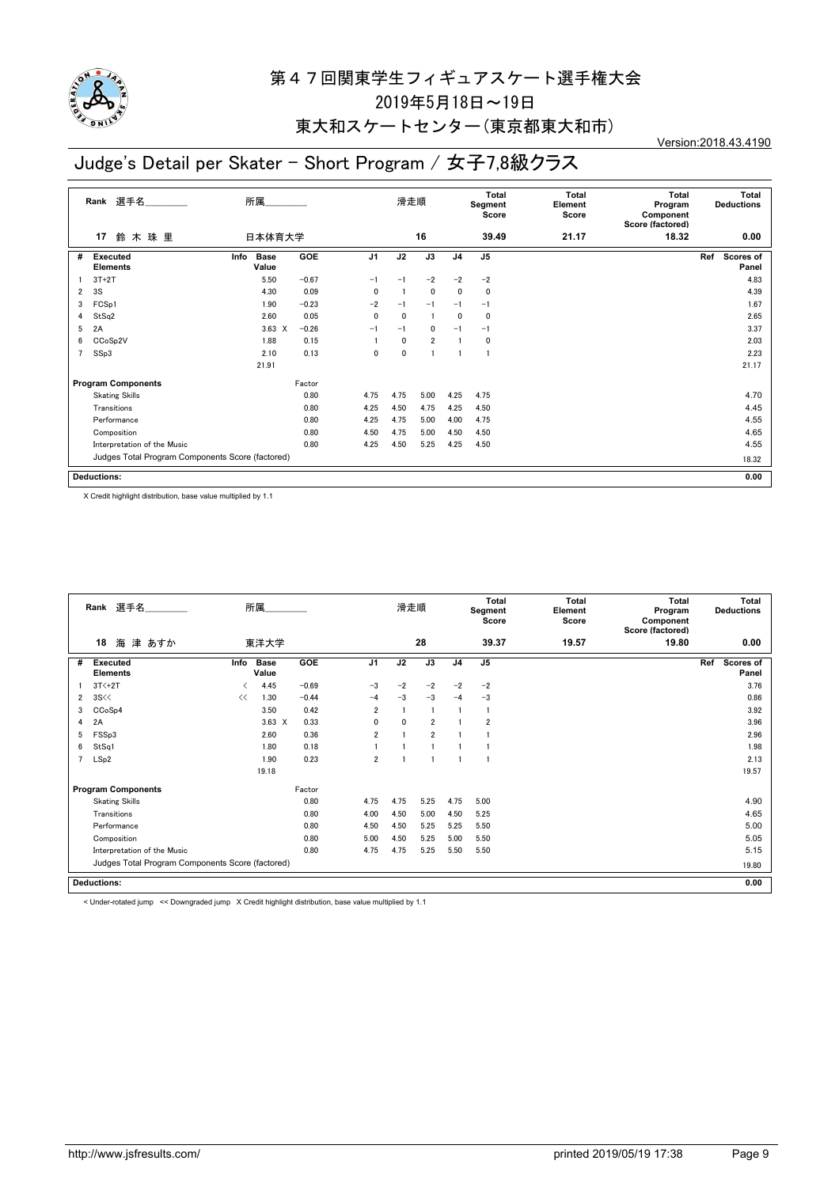# 第４７回関東学生フィギュアスケート選手権大会

2019年5月18日～19日

東大和スケートセンター（東京都東大和市）

Version:2018.43.4190

## Judge's Detail per Skater - Short Program / 女子7,8級クラス

| Rank | 選手名 | 所属 | 滑走順 | Total Segment Score | Total Element Score | Total Program Component Score (factored) | Total Deductions |
|---|---|---|---|---|---|---|---|
| 17 | 鈴 木 珠 里 | 日本体育大学 | 16 | 39.49 | 21.17 | 18.32 | 0.00 |

| # | Executed Elements | Info | Base Value | GOE | J1 | J2 | J3 | J4 | J5 | Ref | Scores of Panel |
|---|---|---|---|---|---|---|---|---|---|---|---|
| 1 | 3T+2T | | 5.50 | −0.67 | −1 | −1 | −2 | −2 | −2 | | 4.83 |
| 2 | 3S | | 4.30 | 0.09 | 0 | 1 | 0 | 0 | 0 | | 4.39 |
| 3 | FCSp1 | | 1.90 | −0.23 | −2 | −1 | −1 | −1 | −1 | | 1.67 |
| 4 | StSq2 | | 2.60 | 0.05 | 0 | 0 | 1 | 0 | 0 | | 2.65 |
| 5 | 2A | | 3.63 X | −0.26 | −1 | −1 | 0 | −1 | −1 | | 3.37 |
| 6 | CCoSp2V | | 1.88 | 0.15 | 1 | 0 | 2 | 1 | 0 | | 2.03 |
| 7 | SSp3 | | 2.10 | 0.13 | 0 | 0 | 1 | 1 | 1 | | 2.23 |
| | | | 21.91 | | | | | | | | 21.17 |

| Program Components | Factor | J1 | J2 | J3 | J4 | J5 | Scores of Panel |
|---|---|---|---|---|---|---|---|
| Skating Skills | 0.80 | 4.75 | 4.75 | 5.00 | 4.25 | 4.75 | 4.70 |
| Transitions | 0.80 | 4.25 | 4.50 | 4.75 | 4.25 | 4.50 | 4.45 |
| Performance | 0.80 | 4.25 | 4.75 | 5.00 | 4.00 | 4.75 | 4.55 |
| Composition | 0.80 | 4.50 | 4.75 | 5.00 | 4.50 | 4.50 | 4.65 |
| Interpretation of the Music | 0.80 | 4.25 | 4.50 | 5.25 | 4.25 | 4.50 | 4.55 |
| Judges Total Program Components Score (factored) | | | | | | | 18.32 |

**Deductions:** 0.00

X Credit highlight distribution, base value multiplied by 1.1

| Rank | 選手名 | 所属 | 滑走順 | Total Segment Score | Total Element Score | Total Program Component Score (factored) | Total Deductions |
|---|---|---|---|---|---|---|---|
| 18 | 海 津 あすか | 東洋大学 | 28 | 39.37 | 19.57 | 19.80 | 0.00 |

| # | Executed Elements | Info | Base Value | GOE | J1 | J2 | J3 | J4 | J5 | Ref | Scores of Panel |
|---|---|---|---|---|---|---|---|---|---|---|---|
| 1 | 3T<+2T | < | 4.45 | −0.69 | −3 | −2 | −2 | −2 | −2 | | 3.76 |
| 2 | 3S<< | << | 1.30 | −0.44 | −4 | −3 | −3 | −4 | −3 | | 0.86 |
| 3 | CCoSp4 | | 3.50 | 0.42 | 2 | 1 | 1 | 1 | 1 | | 3.92 |
| 4 | 2A | | 3.63 X | 0.33 | 0 | 0 | 2 | 1 | 2 | | 3.96 |
| 5 | FSSp3 | | 2.60 | 0.36 | 2 | 1 | 2 | 1 | 1 | | 2.96 |
| 6 | StSq1 | | 1.80 | 0.18 | 1 | 1 | 1 | 1 | 1 | | 1.98 |
| 7 | LSp2 | | 1.90 | 0.23 | 2 | 1 | 1 | 1 | 1 | | 2.13 |
| | | | 19.18 | | | | | | | | 19.57 |

| Program Components | Factor | J1 | J2 | J3 | J4 | J5 | Scores of Panel |
|---|---|---|---|---|---|---|---|
| Skating Skills | 0.80 | 4.75 | 4.75 | 5.25 | 4.75 | 5.00 | 4.90 |
| Transitions | 0.80 | 4.00 | 4.50 | 5.00 | 4.50 | 5.25 | 4.65 |
| Performance | 0.80 | 4.50 | 4.50 | 5.25 | 5.25 | 5.50 | 5.00 |
| Composition | 0.80 | 5.00 | 4.50 | 5.25 | 5.00 | 5.50 | 5.05 |
| Interpretation of the Music | 0.80 | 4.75 | 4.75 | 5.25 | 5.50 | 5.50 | 5.15 |
| Judges Total Program Components Score (factored) | | | | | | | 19.80 |

**Deductions:** 0.00

< Under-rotated jump << Downgraded jump X Credit highlight distribution, base value multiplied by 1.1

http://www.jsfresults.com/ printed 2019/05/19 17:38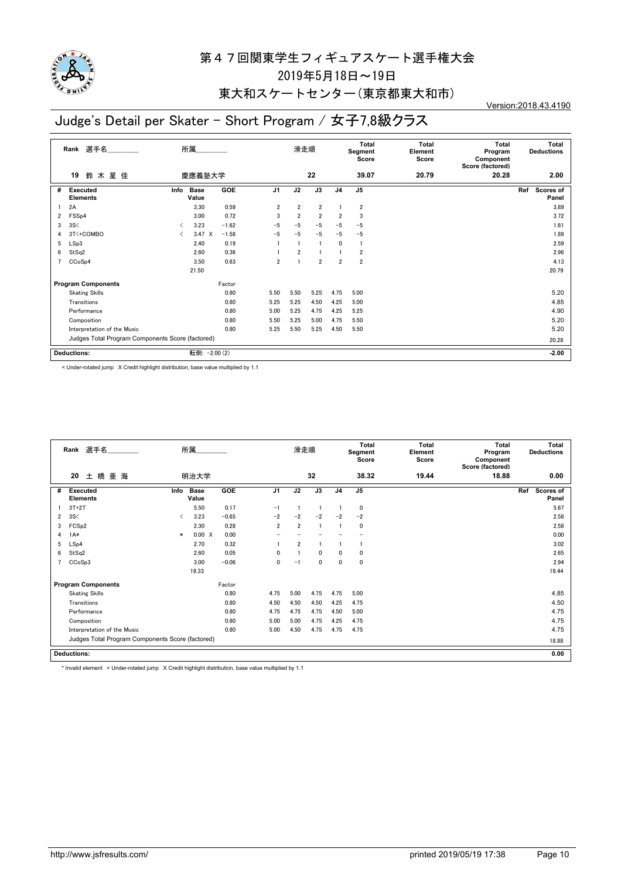# 第４７回関東学生フィギュアスケート選手権大会

2019年5月18日～19日

東大和スケートセンター（東京都東大和市）

Version:2018.43.4190

## Judge's Detail per Skater - Short Program / 女子7,8級クラス

| Rank | 選手名 | 所属 | 滑走順 | Total Segment Score | Total Element Score | Total Program Component Score (factored) | Total Deductions |
|---|---|---|---|---|---|---|---|
| 19 | 鈴木星佳 | 慶應義塾大学 | 22 | 39.07 | 20.79 | 20.28 | 2.00 |

| # | Executed Elements | Info | Base Value | GOE | J1 | J2 | J3 | J4 | J5 | Ref | Scores of Panel |
|---|---|---|---|---|---|---|---|---|---|---|---|
| 1 | 2A | | 3.30 | 0.59 | 2 | 2 | 2 | 1 | 2 | | 3.89 |
| 2 | FSSp4 | | 3.00 | 0.72 | 3 | 2 | 2 | 2 | 3 | | 3.72 |
| 3 | 3S< | < | 3.23 | −1.62 | −5 | −5 | −5 | −5 | −5 | | 1.61 |
| 4 | 3T<+COMBO | < | 3.47 X | −1.58 | −5 | −5 | −5 | −5 | −5 | | 1.89 |
| 5 | LSp3 | | 2.40 | 0.19 | 1 | 1 | 1 | 0 | 1 | | 2.59 |
| 6 | StSq2 | | 2.60 | 0.36 | 1 | 2 | 1 | 1 | 2 | | 2.96 |
| 7 | CCoSp4 | | 3.50 | 0.63 | 2 | 1 | 2 | 2 | 2 | | 4.13 |
| | | | 21.50 | | | | | | | | 20.79 |

| Program Components | Factor | J1 | J2 | J3 | J4 | J5 | Scores of Panel |
|---|---|---|---|---|---|---|---|
| Skating Skills | 0.80 | 5.50 | 5.50 | 5.25 | 4.75 | 5.00 | 5.20 |
| Transitions | 0.80 | 5.25 | 5.25 | 4.50 | 4.25 | 5.00 | 4.85 |
| Performance | 0.80 | 5.00 | 5.25 | 4.75 | 4.25 | 5.25 | 4.90 |
| Composition | 0.80 | 5.50 | 5.25 | 5.00 | 4.75 | 5.50 | 5.20 |
| Interpretation of the Music | 0.80 | 5.25 | 5.50 | 5.25 | 4.50 | 5.50 | 5.20 |
| Judges Total Program Components Score (factored) | | | | | | | 20.28 |

**Deductions:** 転倒: −2.00 (2) **−2.00**

< Under-rotated jump X Credit highlight distribution, base value multiplied by 1.1

| Rank | 選手名 | 所属 | 滑走順 | Total Segment Score | Total Element Score | Total Program Component Score (factored) | Total Deductions |
|---|---|---|---|---|---|---|---|
| 20 | 土橋亜海 | 明治大学 | 32 | 38.32 | 19.44 | 18.88 | 0.00 |

| # | Executed Elements | Info | Base Value | GOE | J1 | J2 | J3 | J4 | J5 | Ref | Scores of Panel |
|---|---|---|---|---|---|---|---|---|---|---|---|
| 1 | 3T+2T | | 5.50 | 0.17 | −1 | 1 | 1 | 1 | 0 | | 5.67 |
| 2 | 3S< | < | 3.23 | −0.65 | −2 | −2 | −2 | −2 | −2 | | 2.58 |
| 3 | FCSp2 | | 2.30 | 0.28 | 2 | 2 | 1 | 1 | 0 | | 2.58 |
| 4 | 1A* | * | 0.00 X | 0.00 | − | − | − | − | − | | 0.00 |
| 5 | LSp4 | | 2.70 | 0.32 | 1 | 2 | 1 | 1 | 1 | | 3.02 |
| 6 | StSq2 | | 2.60 | 0.05 | 0 | 1 | 0 | 0 | 0 | | 2.65 |
| 7 | CCoSp3 | | 3.00 | −0.06 | 0 | −1 | 0 | 0 | 0 | | 2.94 |
| | | | 19.33 | | | | | | | | 19.44 |

| Program Components | Factor | J1 | J2 | J3 | J4 | J5 | Scores of Panel |
|---|---|---|---|---|---|---|---|
| Skating Skills | 0.80 | 4.75 | 5.00 | 4.75 | 4.75 | 5.00 | 4.85 |
| Transitions | 0.80 | 4.50 | 4.50 | 4.50 | 4.25 | 4.75 | 4.50 |
| Performance | 0.80 | 4.75 | 4.75 | 4.75 | 4.50 | 5.00 | 4.75 |
| Composition | 0.80 | 5.00 | 5.00 | 4.75 | 4.25 | 4.75 | 4.75 |
| Interpretation of the Music | 0.80 | 5.00 | 4.50 | 4.75 | 4.75 | 4.75 | 4.75 |
| Judges Total Program Components Score (factored) | | | | | | | 18.88 |

**Deductions:** **0.00**

* Invalid element < Under-rotated jump X Credit highlight distribution, base value multiplied by 1.1

http://www.jsfresults.com/ printed 2019/05/19 17:38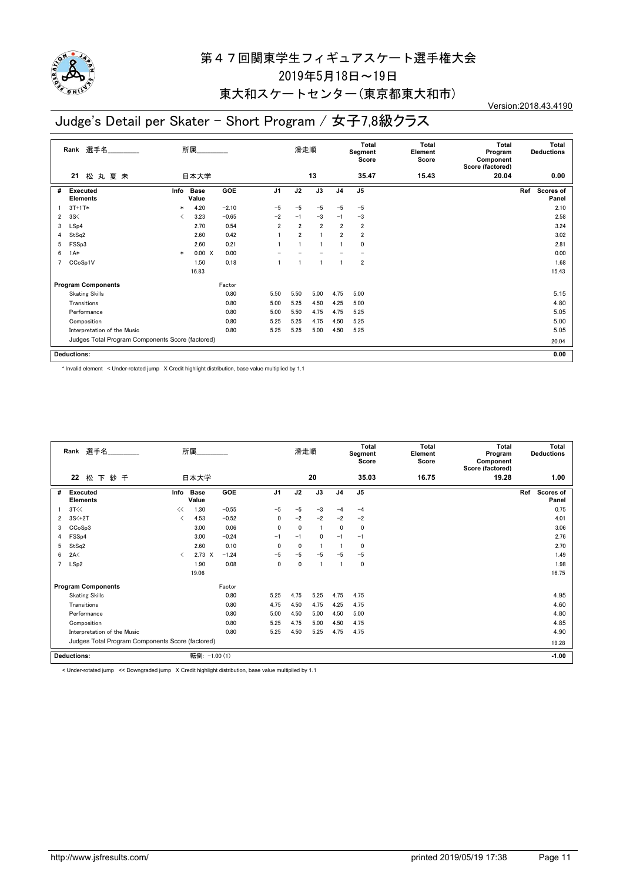# 第４７回関東学生フィギュアスケート選手権大会

2019年5月18日～19日

東大和スケートセンター(東京都東大和市)

Version:2018.43.4190

## Judge's Detail per Skater - Short Program / 女子7,8級クラス

| Rank | 選手名 | 所属 | 滑走順 | Total Segment Score | Total Element Score | Total Program Component Score (factored) | Total Deductions |
|---|---|---|---|---|---|---|---|
| 21 | 松 丸 夏 未 | 日本大学 | 13 | 35.47 | 15.43 | 20.04 | 0.00 |

| # | Executed Elements | Info | Base Value | GOE | J1 | J2 | J3 | J4 | J5 | Ref | Scores of Panel |
|---|---|---|---|---|---|---|---|---|---|---|---|
| 1 | 3T+1T* | * | 4.20 | −2.10 | −5 | −5 | −5 | −5 | −5 | | 2.10 |
| 2 | 3S< | < | 3.23 | −0.65 | −2 | −1 | −3 | −1 | −3 | | 2.58 |
| 3 | LSp4 | | 2.70 | 0.54 | 2 | 2 | 2 | 2 | 2 | | 3.24 |
| 4 | StSq2 | | 2.60 | 0.42 | 1 | 2 | 1 | 2 | 2 | | 3.02 |
| 5 | FSSp3 | | 2.60 | 0.21 | 1 | 1 | 1 | 1 | 0 | | 2.81 |
| 6 | 1A* | * | 0.00 X | 0.00 | − | − | − | − | − | | 0.00 |
| 7 | CCoSp1V | | 1.50 | 0.18 | 1 | 1 | 1 | 1 | 2 | | 1.68 |
| | | | 16.83 | | | | | | | | 15.43 |

| Program Components | Factor | J1 | J2 | J3 | J4 | J5 | Scores of Panel |
|---|---|---|---|---|---|---|---|
| Skating Skills | 0.80 | 5.50 | 5.50 | 5.00 | 4.75 | 5.00 | 5.15 |
| Transitions | 0.80 | 5.00 | 5.25 | 4.50 | 4.25 | 5.00 | 4.80 |
| Performance | 0.80 | 5.00 | 5.50 | 4.75 | 4.75 | 5.25 | 5.05 |
| Composition | 0.80 | 5.25 | 5.25 | 4.75 | 4.50 | 5.25 | 5.00 |
| Interpretation of the Music | 0.80 | 5.25 | 5.25 | 5.00 | 4.50 | 5.25 | 5.05 |
| Judges Total Program Components Score (factored) | | | | | | | 20.04 |

**Deductions:** 0.00

\* Invalid element < Under-rotated jump X Credit highlight distribution, base value multiplied by 1.1

| Rank | 選手名 | 所属 | 滑走順 | Total Segment Score | Total Element Score | Total Program Component Score (factored) | Total Deductions |
|---|---|---|---|---|---|---|---|
| 22 | 松 下 紗 千 | 日本大学 | 20 | 35.03 | 16.75 | 19.28 | 1.00 |

| # | Executed Elements | Info | Base Value | GOE | J1 | J2 | J3 | J4 | J5 | Ref | Scores of Panel |
|---|---|---|---|---|---|---|---|---|---|---|---|
| 1 | 3T<< | << | 1.30 | −0.55 | −5 | −5 | −3 | −4 | −4 | | 0.75 |
| 2 | 3S<+2T | < | 4.53 | −0.52 | 0 | −2 | −2 | −2 | −2 | | 4.01 |
| 3 | CCoSp3 | | 3.00 | 0.06 | 0 | 0 | 1 | 0 | 0 | | 3.06 |
| 4 | FSSp4 | | 3.00 | −0.24 | −1 | −1 | 0 | −1 | −1 | | 2.76 |
| 5 | StSq2 | | 2.60 | 0.10 | 0 | 0 | 1 | 1 | 0 | | 2.70 |
| 6 | 2A< | < | 2.73 X | −1.24 | −5 | −5 | −5 | −5 | −5 | | 1.49 |
| 7 | LSp2 | | 1.90 | 0.08 | 0 | 0 | 1 | 1 | 0 | | 1.98 |
| | | | 19.06 | | | | | | | | 16.75 |

| Program Components | Factor | J1 | J2 | J3 | J4 | J5 | Scores of Panel |
|---|---|---|---|---|---|---|---|
| Skating Skills | 0.80 | 5.25 | 4.75 | 5.25 | 4.75 | 4.75 | 4.95 |
| Transitions | 0.80 | 4.75 | 4.50 | 4.75 | 4.25 | 4.75 | 4.60 |
| Performance | 0.80 | 5.00 | 4.50 | 5.00 | 4.50 | 5.00 | 4.80 |
| Composition | 0.80 | 5.25 | 4.75 | 5.00 | 4.50 | 4.75 | 4.85 |
| Interpretation of the Music | 0.80 | 5.25 | 4.50 | 5.25 | 4.75 | 4.75 | 4.90 |
| Judges Total Program Components Score (factored) | | | | | | | 19.28 |

**Deductions:** 転倒: −1.00 (1) −1.00

< Under-rotated jump << Downgraded jump X Credit highlight distribution, base value multiplied by 1.1

http://www.jsfresults.com/ printed 2019/05/19 17:38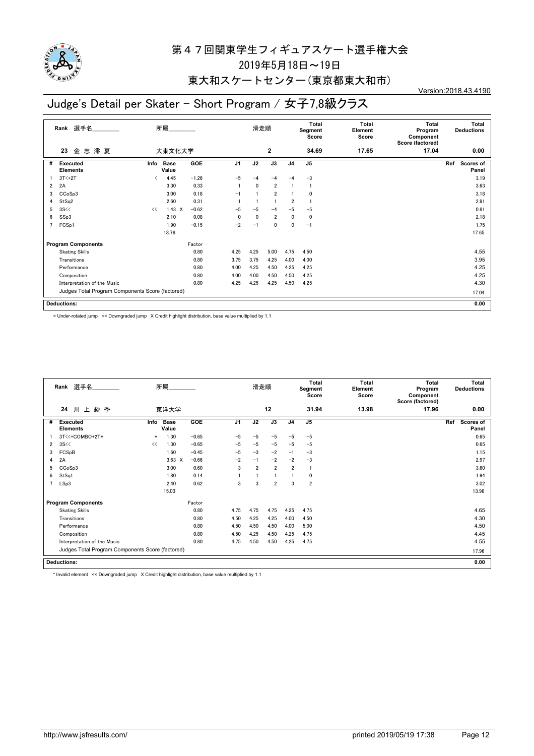# 第４７回関東学生フィギュアスケート選手権大会

2019年5月18日～19日

東大和スケートセンター(東京都東大和市)

Version:2018.43.4190

## Judge's Detail per Skater - Short Program / 女子7,8級クラス

| Rank | 選手名 | 所属 | 滑走順 | Total Segment Score | Total Element Score | Total Program Component Score (factored) | Total Deductions |
|---|---|---|---|---|---|---|---|
| 23 | 金 志 澪 夏 | 大東文化大学 | 2 | 34.69 | 17.65 | 17.04 | 0.00 |

| # | Executed Elements | Info | Base Value | GOE | J1 | J2 | J3 | J4 | J5 | Ref | Scores of Panel |
|---|---|---|---|---|---|---|---|---|---|---|---|
| 1 | 3T<+2T | < | 4.45 | −1.26 | −5 | −4 | −4 | −4 | −3 | | 3.19 |
| 2 | 2A | | 3.30 | 0.33 | 1 | 0 | 2 | 1 | 1 | | 3.63 |
| 3 | CCoSp3 | | 3.00 | 0.18 | −1 | 1 | 2 | 1 | 0 | | 3.18 |
| 4 | StSq2 | | 2.60 | 0.31 | 1 | 1 | 1 | 2 | 1 | | 2.91 |
| 5 | 3S<< | << | 1.43 X | −0.62 | −5 | −5 | −4 | −5 | −5 | | 0.81 |
| 6 | SSp3 | | 2.10 | 0.08 | 0 | 0 | 2 | 0 | 0 | | 2.18 |
| 7 | FCSp1 | | 1.90 | −0.15 | −2 | −1 | 0 | 0 | −1 | | 1.75 |
| | | | 18.78 | | | | | | | | 17.65 |

| Program Components | Factor | J1 | J2 | J3 | J4 | J5 | Scores of Panel |
|---|---|---|---|---|---|---|---|
| Skating Skills | 0.80 | 4.25 | 4.25 | 5.00 | 4.75 | 4.50 | 4.55 |
| Transitions | 0.80 | 3.75 | 3.75 | 4.25 | 4.00 | 4.00 | 3.95 |
| Performance | 0.80 | 4.00 | 4.25 | 4.50 | 4.25 | 4.25 | 4.25 |
| Composition | 0.80 | 4.00 | 4.00 | 4.50 | 4.50 | 4.25 | 4.25 |
| Interpretation of the Music | 0.80 | 4.25 | 4.25 | 4.25 | 4.50 | 4.25 | 4.30 |
| Judges Total Program Components Score (factored) | | | | | | | 17.04 |

**Deductions:** 0.00

< Under-rotated jump << Downgraded jump X Credit highlight distribution, base value multiplied by 1.1

| Rank | 選手名 | 所属 | 滑走順 | Total Segment Score | Total Element Score | Total Program Component Score (factored) | Total Deductions |
|---|---|---|---|---|---|---|---|
| 24 | 川 上 紗 季 | 東洋大学 | 12 | 31.94 | 13.98 | 17.96 | 0.00 |

| # | Executed Elements | Info | Base Value | GOE | J1 | J2 | J3 | J4 | J5 | Ref | Scores of Panel |
|---|---|---|---|---|---|---|---|---|---|---|---|
| 1 | 3T<<+COMBO+2T* | * | 1.30 | −0.65 | −5 | −5 | −5 | −5 | −5 | | 0.65 |
| 2 | 3S<< | << | 1.30 | −0.65 | −5 | −5 | −5 | −5 | −5 | | 0.65 |
| 3 | FCSpB | | 1.60 | −0.45 | −5 | −3 | −2 | −1 | −3 | | 1.15 |
| 4 | 2A | | 3.63 X | −0.66 | −2 | −1 | −2 | −2 | −3 | | 2.97 |
| 5 | CCoSp3 | | 3.00 | 0.60 | 3 | 2 | 2 | 2 | 1 | | 3.60 |
| 6 | StSq1 | | 1.80 | 0.14 | 1 | 1 | 1 | 1 | 0 | | 1.94 |
| 7 | LSp3 | | 2.40 | 0.62 | 3 | 3 | 2 | 3 | 2 | | 3.02 |
| | | | 15.03 | | | | | | | | 13.98 |

| Program Components | Factor | J1 | J2 | J3 | J4 | J5 | Scores of Panel |
|---|---|---|---|---|---|---|---|
| Skating Skills | 0.80 | 4.75 | 4.75 | 4.75 | 4.25 | 4.75 | 4.65 |
| Transitions | 0.80 | 4.50 | 4.25 | 4.25 | 4.00 | 4.50 | 4.30 |
| Performance | 0.80 | 4.50 | 4.50 | 4.50 | 4.00 | 5.00 | 4.50 |
| Composition | 0.80 | 4.50 | 4.25 | 4.50 | 4.25 | 4.75 | 4.45 |
| Interpretation of the Music | 0.80 | 4.75 | 4.50 | 4.50 | 4.25 | 4.75 | 4.55 |
| Judges Total Program Components Score (factored) | | | | | | | 17.96 |

**Deductions:** 0.00

\* Invalid element << Downgraded jump X Credit highlight distribution, base value multiplied by 1.1

http://www.jsfresults.com/ printed 2019/05/19 17:38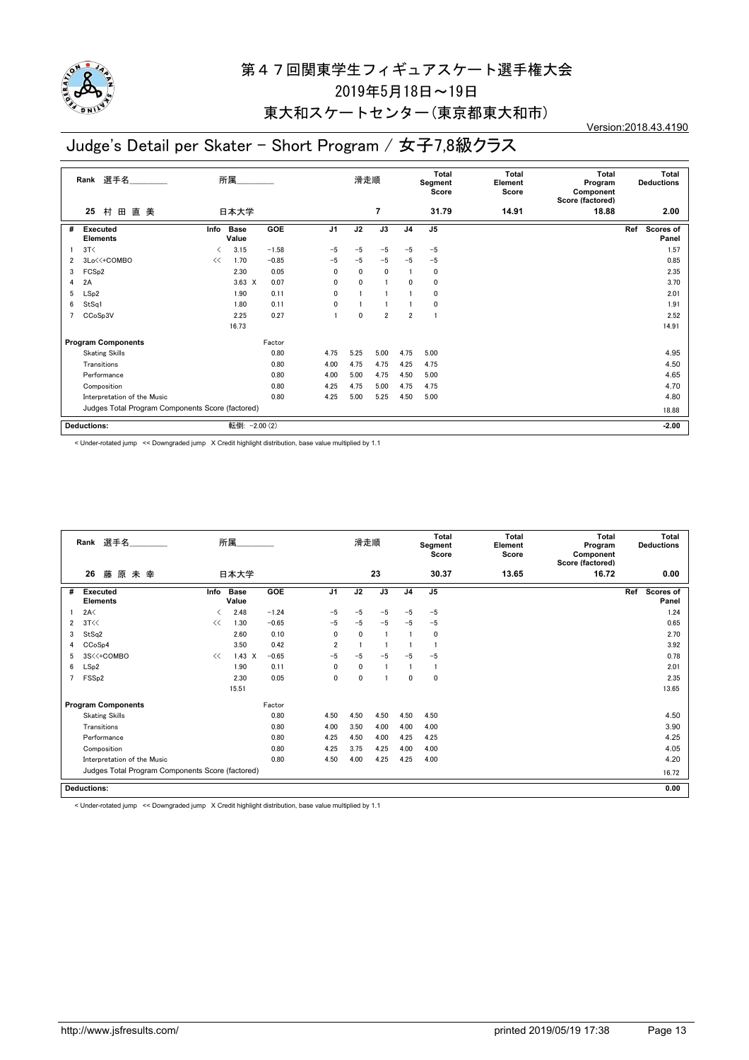# 第４７回関東学生フィギュアスケート選手権大会

2019年5月18日～19日

東大和スケートセンター（東京都東大和市）

Version:2018.43.4190

## Judge's Detail per Skater - Short Program / 女子7,8級クラス

| Rank | 選手名 | 所属 | 滑走順 | Total Segment Score | Total Element Score | Total Program Component Score (factored) | Total Deductions |
|---|---|---|---|---|---|---|---|
| 25 | 村田直美 | 日本大学 | 7 | 31.79 | 14.91 | 18.88 | 2.00 |

| # | Executed Elements | Info | Base Value | | GOE | J1 | J2 | J3 | J4 | J5 | Ref | Scores of Panel |
|---|---|---|---|---|---|---|---|---|---|---|---|---|
| 1 | 3T< | < | 3.15 | | -1.58 | -5 | -5 | -5 | -5 | -5 | | 1.57 |
| 2 | 3Lo<<+COMBO | << | 1.70 | | -0.85 | -5 | -5 | -5 | -5 | -5 | | 0.85 |
| 3 | FCSp2 | | 2.30 | | 0.05 | 0 | 0 | 0 | 1 | 0 | | 2.35 |
| 4 | 2A | | 3.63 | X | 0.07 | 0 | 0 | 1 | 0 | 0 | | 3.70 |
| 5 | LSp2 | | 1.90 | | 0.11 | 0 | 1 | 1 | 1 | 0 | | 2.01 |
| 6 | StSq1 | | 1.80 | | 0.11 | 0 | 1 | 1 | 1 | 0 | | 1.91 |
| 7 | CCoSp3V | | 2.25 | | 0.27 | 1 | 0 | 2 | 2 | 1 | | 2.52 |
| | | | 16.73 | | | | | | | | | 14.91 |

| Program Components | Factor | J1 | J2 | J3 | J4 | J5 | Scores of Panel |
|---|---|---|---|---|---|---|---|
| Skating Skills | 0.80 | 4.75 | 5.25 | 5.00 | 4.75 | 5.00 | 4.95 |
| Transitions | 0.80 | 4.00 | 4.75 | 4.75 | 4.25 | 4.75 | 4.50 |
| Performance | 0.80 | 4.00 | 5.00 | 4.75 | 4.50 | 5.00 | 4.65 |
| Composition | 0.80 | 4.25 | 4.75 | 5.00 | 4.75 | 4.75 | 4.70 |
| Interpretation of the Music | 0.80 | 4.25 | 5.00 | 5.25 | 4.50 | 5.00 | 4.80 |
| Judges Total Program Components Score (factored) | | | | | | | 18.88 |

| Deductions: | 転倒: -2.00 (2) | -2.00 |
|---|---|---|

< Under-rotated jump << Downgraded jump X Credit highlight distribution, base value multiplied by 1.1

| Rank | 選手名 | 所属 | 滑走順 | Total Segment Score | Total Element Score | Total Program Component Score (factored) | Total Deductions |
|---|---|---|---|---|---|---|---|
| 26 | 藤原未幸 | 日本大学 | 23 | 30.37 | 13.65 | 16.72 | 0.00 |

| # | Executed Elements | Info | Base Value | | GOE | J1 | J2 | J3 | J4 | J5 | Ref | Scores of Panel |
|---|---|---|---|---|---|---|---|---|---|---|---|---|
| 1 | 2A< | < | 2.48 | | -1.24 | -5 | -5 | -5 | -5 | -5 | | 1.24 |
| 2 | 3T<< | << | 1.30 | | -0.65 | -5 | -5 | -5 | -5 | -5 | | 0.65 |
| 3 | StSq2 | | 2.60 | | 0.10 | 0 | 0 | 1 | 1 | 0 | | 2.70 |
| 4 | CCoSp4 | | 3.50 | | 0.42 | 2 | 1 | 1 | 1 | 1 | | 3.92 |
| 5 | 3S<<+COMBO | << | 1.43 | X | -0.65 | -5 | -5 | -5 | -5 | -5 | | 0.78 |
| 6 | LSp2 | | 1.90 | | 0.11 | 0 | 0 | 1 | 1 | 1 | | 2.01 |
| 7 | FSSp2 | | 2.30 | | 0.05 | 0 | 0 | 1 | 0 | 0 | | 2.35 |
| | | | 15.51 | | | | | | | | | 13.65 |

| Program Components | Factor | J1 | J2 | J3 | J4 | J5 | Scores of Panel |
|---|---|---|---|---|---|---|---|
| Skating Skills | 0.80 | 4.50 | 4.50 | 4.50 | 4.50 | 4.50 | 4.50 |
| Transitions | 0.80 | 4.00 | 3.50 | 4.00 | 4.00 | 4.00 | 3.90 |
| Performance | 0.80 | 4.25 | 4.50 | 4.00 | 4.25 | 4.25 | 4.25 |
| Composition | 0.80 | 4.25 | 3.75 | 4.25 | 4.00 | 4.00 | 4.05 |
| Interpretation of the Music | 0.80 | 4.50 | 4.00 | 4.25 | 4.25 | 4.00 | 4.20 |
| Judges Total Program Components Score (factored) | | | | | | | 16.72 |

| Deductions: | | 0.00 |
|---|---|---|

< Under-rotated jump << Downgraded jump X Credit highlight distribution, base value multiplied by 1.1

http://www.jsfresults.com/ printed 2019/05/19 17:38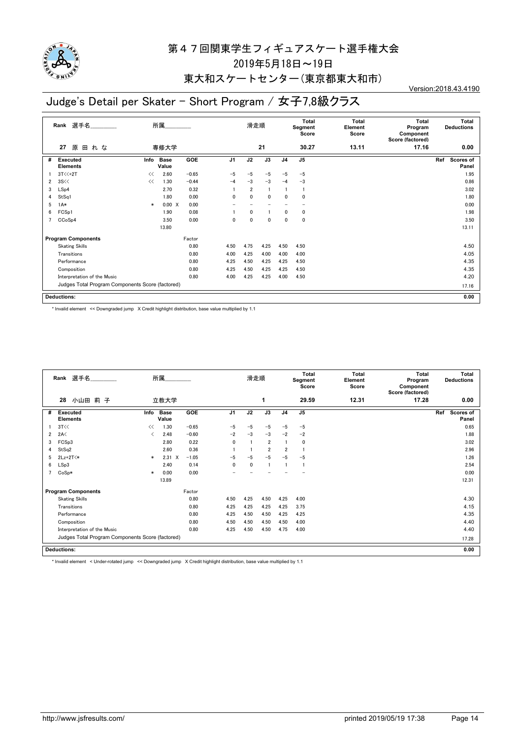# 第４７回関東学生フィギュアスケート選手権大会

2019年5月18日～19日

東大和スケートセンター（東京都東大和市）

Version:2018.43.4190

## Judge's Detail per Skater - Short Program / 女子7,8級クラス

| Rank | 選手名 | 所属 | 滑走順 | Total Segment Score | Total Element Score | Total Program Component Score (factored) | Total Deductions |
|---|---|---|---|---|---|---|---|
| 27 | 原 田 れ な | 専修大学 | 21 | 30.27 | 13.11 | 17.16 | 0.00 |

| # | Executed Elements | Info | Base Value | | GOE | J1 | J2 | J3 | J4 | J5 | Ref | Scores of Panel |
|---|---|---|---|---|---|---|---|---|---|---|---|---|
| 1 | 3T<<+2T | << | 2.60 | | -0.65 | -5 | -5 | -5 | -5 | -5 | | 1.95 |
| 2 | 3S<< | << | 1.30 | | -0.44 | -4 | -3 | -3 | -4 | -3 | | 0.86 |
| 3 | LSp4 | | 2.70 | | 0.32 | 1 | 2 | 1 | 1 | 1 | | 3.02 |
| 4 | StSq1 | | 1.80 | | 0.00 | 0 | 0 | 0 | 0 | 0 | | 1.80 |
| 5 | 1A* | * | 0.00 | X | 0.00 | - | - | - | - | - | | 0.00 |
| 6 | FCSp1 | | 1.90 | | 0.08 | 1 | 0 | 1 | 0 | 0 | | 1.98 |
| 7 | CCoSp4 | | 3.50 | | 0.00 | 0 | 0 | 0 | 0 | 0 | | 3.50 |
| | | | 13.80 | | | | | | | | | 13.11 |

| Program Components | Factor | J1 | J2 | J3 | J4 | J5 | Ref | Scores of Panel |
|---|---|---|---|---|---|---|---|---|
| Skating Skills | 0.80 | 4.50 | 4.75 | 4.25 | 4.50 | 4.50 | | 4.50 |
| Transitions | 0.80 | 4.00 | 4.25 | 4.00 | 4.00 | 4.00 | | 4.05 |
| Performance | 0.80 | 4.25 | 4.50 | 4.25 | 4.25 | 4.50 | | 4.35 |
| Composition | 0.80 | 4.25 | 4.50 | 4.25 | 4.25 | 4.50 | | 4.35 |
| Interpretation of the Music | 0.80 | 4.00 | 4.25 | 4.25 | 4.00 | 4.50 | | 4.20 |
| Judges Total Program Components Score (factored) | | | | | | | | 17.16 |

**Deductions:** 0.00

\* Invalid element << Downgraded jump X Credit highlight distribution, base value multiplied by 1.1

| Rank | 選手名 | 所属 | 滑走順 | Total Segment Score | Total Element Score | Total Program Component Score (factored) | Total Deductions |
|---|---|---|---|---|---|---|---|
| 28 | 小山田 莉 子 | 立教大学 | 1 | 29.59 | 12.31 | 17.28 | 0.00 |

| # | Executed Elements | Info | Base Value | | GOE | J1 | J2 | J3 | J4 | J5 | Ref | Scores of Panel |
|---|---|---|---|---|---|---|---|---|---|---|---|---|
| 1 | 3T<< | << | 1.30 | | -0.65 | -5 | -5 | -5 | -5 | -5 | | 0.65 |
| 2 | 2A< | < | 2.48 | | -0.60 | -2 | -3 | -3 | -2 | -2 | | 1.88 |
| 3 | FCSp3 | | 2.80 | | 0.22 | 0 | 1 | 2 | 1 | 0 | | 3.02 |
| 4 | StSq2 | | 2.60 | | 0.36 | 1 | 1 | 2 | 2 | 1 | | 2.96 |
| 5 | 2Lz+2T<* | * | 2.31 | X | -1.05 | -5 | -5 | -5 | -5 | -5 | | 1.26 |
| 6 | LSp3 | | 2.40 | | 0.14 | 0 | 0 | 1 | 1 | 1 | | 2.54 |
| 7 | CoSp* | * | 0.00 | | 0.00 | - | - | - | - | - | | 0.00 |
| | | | 13.89 | | | | | | | | | 12.31 |

| Program Components | Factor | J1 | J2 | J3 | J4 | J5 | Ref | Scores of Panel |
|---|---|---|---|---|---|---|---|---|
| Skating Skills | 0.80 | 4.50 | 4.25 | 4.50 | 4.25 | 4.00 | | 4.30 |
| Transitions | 0.80 | 4.25 | 4.25 | 4.25 | 4.25 | 3.75 | | 4.15 |
| Performance | 0.80 | 4.25 | 4.50 | 4.50 | 4.25 | 4.25 | | 4.35 |
| Composition | 0.80 | 4.50 | 4.50 | 4.50 | 4.50 | 4.00 | | 4.40 |
| Interpretation of the Music | 0.80 | 4.25 | 4.50 | 4.50 | 4.75 | 4.00 | | 4.40 |
| Judges Total Program Components Score (factored) | | | | | | | | 17.28 |

**Deductions:** 0.00

\* Invalid element < Under-rotated jump << Downgraded jump X Credit highlight distribution, base value multiplied by 1.1

http://www.jsfresults.com/ printed 2019/05/19 17:38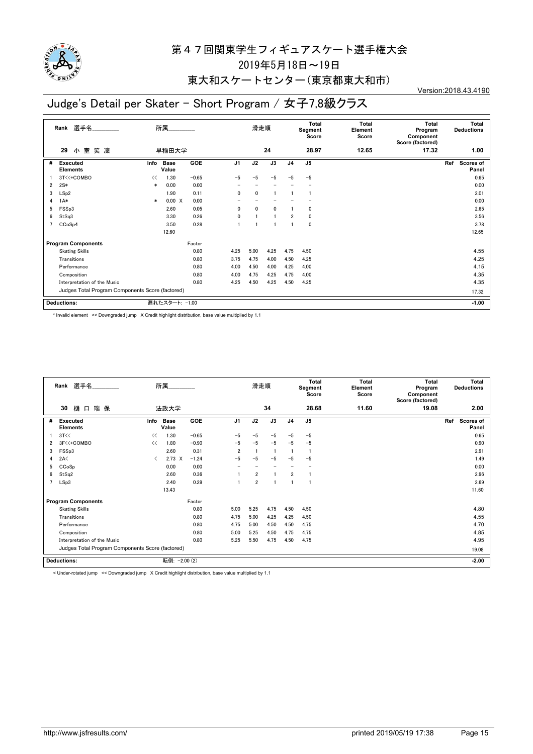# 第４７回関東学生フィギュアスケート選手権大会

2019年5月18日～19日

東大和スケートセンター(東京都東大和市)

Version:2018.43.4190

## Judge's Detail per Skater - Short Program / 女子7,8級クラス

| Rank | 選手名 | 所属 | 滑走順 | Total Segment Score | Total Element Score | Total Program Component Score (factored) | Total Deductions |
|---|---|---|---|---|---|---|---|
| 29 | 小 室 笑 凜 | 早稲田大学 | 24 | 28.97 | 12.65 | 17.32 | 1.00 |

| # | Executed Elements | Info | Base Value | GOE | J1 | J2 | J3 | J4 | J5 | Ref | Scores of Panel |
|---|---|---|---|---|---|---|---|---|---|---|---|
| 1 | 3T<<+COMBO | << | 1.30 | −0.65 | −5 | −5 | −5 | −5 | −5 | | 0.65 |
| 2 | 2S* | * | 0.00 | 0.00 | − | − | − | − | − | | 0.00 |
| 3 | LSp2 | | 1.90 | 0.11 | 0 | 0 | 1 | 1 | 1 | | 2.01 |
| 4 | 1A* | * | 0.00 X | 0.00 | − | − | − | − | − | | 0.00 |
| 5 | FSSp3 | | 2.60 | 0.05 | 0 | 0 | 0 | 1 | 0 | | 2.65 |
| 6 | StSq3 | | 3.30 | 0.26 | 0 | 1 | 1 | 2 | 0 | | 3.56 |
| 7 | CCoSp4 | | 3.50 | 0.28 | 1 | 1 | 1 | 1 | 0 | | 3.78 |
| | | | 12.60 | | | | | | | | 12.65 |

| Program Components | Factor | J1 | J2 | J3 | J4 | J5 | Scores of Panel |
|---|---|---|---|---|---|---|---|
| Skating Skills | 0.80 | 4.25 | 5.00 | 4.25 | 4.75 | 4.50 | 4.55 |
| Transitions | 0.80 | 3.75 | 4.75 | 4.00 | 4.50 | 4.25 | 4.25 |
| Performance | 0.80 | 4.00 | 4.50 | 4.00 | 4.25 | 4.00 | 4.15 |
| Composition | 0.80 | 4.00 | 4.75 | 4.25 | 4.75 | 4.00 | 4.35 |
| Interpretation of the Music | 0.80 | 4.25 | 4.50 | 4.25 | 4.50 | 4.25 | 4.35 |
| Judges Total Program Components Score (factored) | | | | | | | 17.32 |

| Deductions: | 遅れたスタート: −1.00 | −1.00 |
|---|---|---|

\* Invalid element << Downgraded jump X Credit highlight distribution, base value multiplied by 1.1

| Rank | 選手名 | 所属 | 滑走順 | Total Segment Score | Total Element Score | Total Program Component Score (factored) | Total Deductions |
|---|---|---|---|---|---|---|---|
| 30 | 樋 口 瑞 保 | 法政大学 | 34 | 28.68 | 11.60 | 19.08 | 2.00 |

| # | Executed Elements | Info | Base Value | GOE | J1 | J2 | J3 | J4 | J5 | Ref | Scores of Panel |
|---|---|---|---|---|---|---|---|---|---|---|---|
| 1 | 3T<< | << | 1.30 | −0.65 | −5 | −5 | −5 | −5 | −5 | | 0.65 |
| 2 | 3F<<+COMBO | << | 1.80 | −0.90 | −5 | −5 | −5 | −5 | −5 | | 0.90 |
| 3 | FSSp3 | | 2.60 | 0.31 | 2 | 1 | 1 | 1 | 1 | | 2.91 |
| 4 | 2A< | < | 2.73 X | −1.24 | −5 | −5 | −5 | −5 | −5 | | 1.49 |
| 5 | CCoSp | | 0.00 | 0.00 | − | − | − | − | − | | 0.00 |
| 6 | StSq2 | | 2.60 | 0.36 | 1 | 2 | 1 | 2 | 1 | | 2.96 |
| 7 | LSp3 | | 2.40 | 0.29 | 1 | 2 | 1 | 1 | 1 | | 2.69 |
| | | | 13.43 | | | | | | | | 11.60 |

| Program Components | Factor | J1 | J2 | J3 | J4 | J5 | Scores of Panel |
|---|---|---|---|---|---|---|---|
| Skating Skills | 0.80 | 5.00 | 5.25 | 4.75 | 4.50 | 4.50 | 4.80 |
| Transitions | 0.80 | 4.75 | 5.00 | 4.25 | 4.25 | 4.50 | 4.55 |
| Performance | 0.80 | 4.75 | 5.00 | 4.50 | 4.50 | 4.75 | 4.70 |
| Composition | 0.80 | 5.00 | 5.25 | 4.50 | 4.75 | 4.75 | 4.85 |
| Interpretation of the Music | 0.80 | 5.25 | 5.50 | 4.75 | 4.50 | 4.75 | 4.95 |
| Judges Total Program Components Score (factored) | | | | | | | 19.08 |

| Deductions: | 転倒: −2.00 (2) | −2.00 |
|---|---|---|

< Under-rotated jump << Downgraded jump X Credit highlight distribution, base value multiplied by 1.1

http://www.jsfresults.com/ printed 2019/05/19 17:38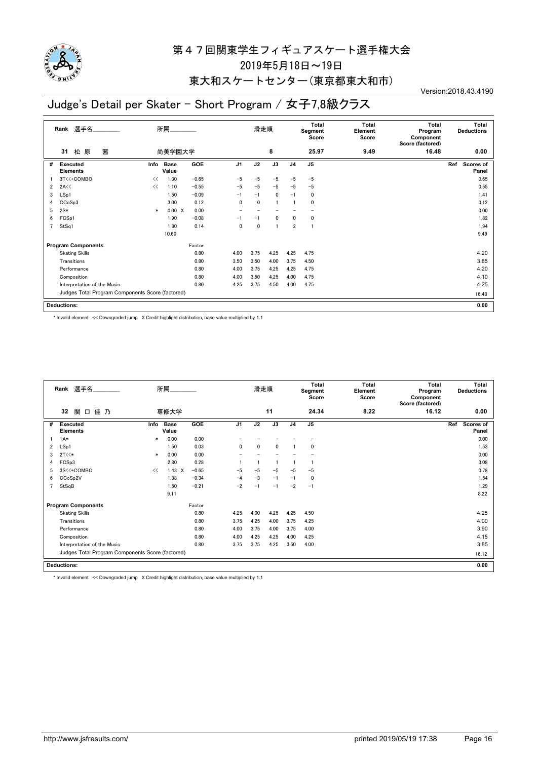# 第４７回関東学生フィギュアスケート選手権大会

2019年5月18日～19日

東大和スケートセンター(東京都東大和市)

Version:2018.43.4190

## Judge's Detail per Skater - Short Program / 女子7,8級クラス

| Rank | 選手名 | 所属 | 滑走順 | Total Segment Score | Total Element Score | Total Program Component Score (factored) | Total Deductions |
|---|---|---|---|---|---|---|---|
| 31 | 松 原 茜 | 尚美学園大学 | 8 | 25.97 | 9.49 | 16.48 | 0.00 |

| # | Executed Elements | Info | Base Value | | GOE | J1 | J2 | J3 | J4 | J5 | Ref | Scores of Panel |
|---|---|---|---|---|---|---|---|---|---|---|---|---|
| 1 | 3T<<+COMBO | << | 1.30 | | −0.65 | −5 | −5 | −5 | −5 | −5 | | 0.65 |
| 2 | 2A<< | << | 1.10 | | −0.55 | −5 | −5 | −5 | −5 | −5 | | 0.55 |
| 3 | LSp1 | | 1.50 | | −0.09 | −1 | −1 | 0 | −1 | 0 | | 1.41 |
| 4 | CCoSp3 | | 3.00 | | 0.12 | 0 | 0 | 1 | 1 | 0 | | 3.12 |
| 5 | 2S* | * | 0.00 | X | 0.00 | − | − | − | − | − | | 0.00 |
| 6 | FCSp1 | | 1.90 | | −0.08 | −1 | −1 | 0 | 0 | 0 | | 1.82 |
| 7 | StSq1 | | 1.80 | | 0.14 | 0 | 0 | 1 | 2 | 1 | | 1.94 |
| | | | 10.60 | | | | | | | | | 9.49 |

| Program Components | Factor | J1 | J2 | J3 | J4 | J5 | | |
|---|---|---|---|---|---|---|---|---|
| Skating Skills | 0.80 | 4.00 | 3.75 | 4.25 | 4.25 | 4.75 | | 4.20 |
| Transitions | 0.80 | 3.50 | 3.50 | 4.00 | 3.75 | 4.50 | | 3.85 |
| Performance | 0.80 | 4.00 | 3.75 | 4.25 | 4.25 | 4.75 | | 4.20 |
| Composition | 0.80 | 4.00 | 3.50 | 4.25 | 4.00 | 4.75 | | 4.10 |
| Interpretation of the Music | 0.80 | 4.25 | 3.75 | 4.50 | 4.00 | 4.75 | | 4.25 |
| Judges Total Program Components Score (factored) | | | | | | | | 16.48 |

**Deductions:** 0.00

\* Invalid element << Downgraded jump X Credit highlight distribution, base value multiplied by 1.1

| Rank | 選手名 | 所属 | 滑走順 | Total Segment Score | Total Element Score | Total Program Component Score (factored) | Total Deductions |
|---|---|---|---|---|---|---|---|
| 32 | 関 口 佳 乃 | 専修大学 | 11 | 24.34 | 8.22 | 16.12 | 0.00 |

| # | Executed Elements | Info | Base Value | | GOE | J1 | J2 | J3 | J4 | J5 | Ref | Scores of Panel |
|---|---|---|---|---|---|---|---|---|---|---|---|---|
| 1 | 1A* | * | 0.00 | | 0.00 | − | − | − | − | − | | 0.00 |
| 2 | LSp1 | | 1.50 | | 0.03 | 0 | 0 | 0 | 1 | 0 | | 1.53 |
| 3 | 2T<<* | * | 0.00 | | 0.00 | − | − | − | − | − | | 0.00 |
| 4 | FCSp3 | | 2.80 | | 0.28 | 1 | 1 | 1 | 1 | 1 | | 3.08 |
| 5 | 3S<<+COMBO | << | 1.43 | X | −0.65 | −5 | −5 | −5 | −5 | −5 | | 0.78 |
| 6 | CCoSp2V | | 1.88 | | −0.34 | −4 | −3 | −1 | −1 | 0 | | 1.54 |
| 7 | StSqB | | 1.50 | | −0.21 | −2 | −1 | −1 | −2 | −1 | | 1.29 |
| | | | 9.11 | | | | | | | | | 8.22 |

| Program Components | Factor | J1 | J2 | J3 | J4 | J5 | | |
|---|---|---|---|---|---|---|---|---|
| Skating Skills | 0.80 | 4.25 | 4.00 | 4.25 | 4.25 | 4.50 | | 4.25 |
| Transitions | 0.80 | 3.75 | 4.25 | 4.00 | 3.75 | 4.25 | | 4.00 |
| Performance | 0.80 | 4.00 | 3.75 | 4.00 | 3.75 | 4.00 | | 3.90 |
| Composition | 0.80 | 4.00 | 4.25 | 4.25 | 4.00 | 4.25 | | 4.15 |
| Interpretation of the Music | 0.80 | 3.75 | 3.75 | 4.25 | 3.50 | 4.00 | | 3.85 |
| Judges Total Program Components Score (factored) | | | | | | | | 16.12 |

**Deductions:** 0.00

\* Invalid element << Downgraded jump X Credit highlight distribution, base value multiplied by 1.1

http://www.jsfresults.com/ printed 2019/05/19 17:38